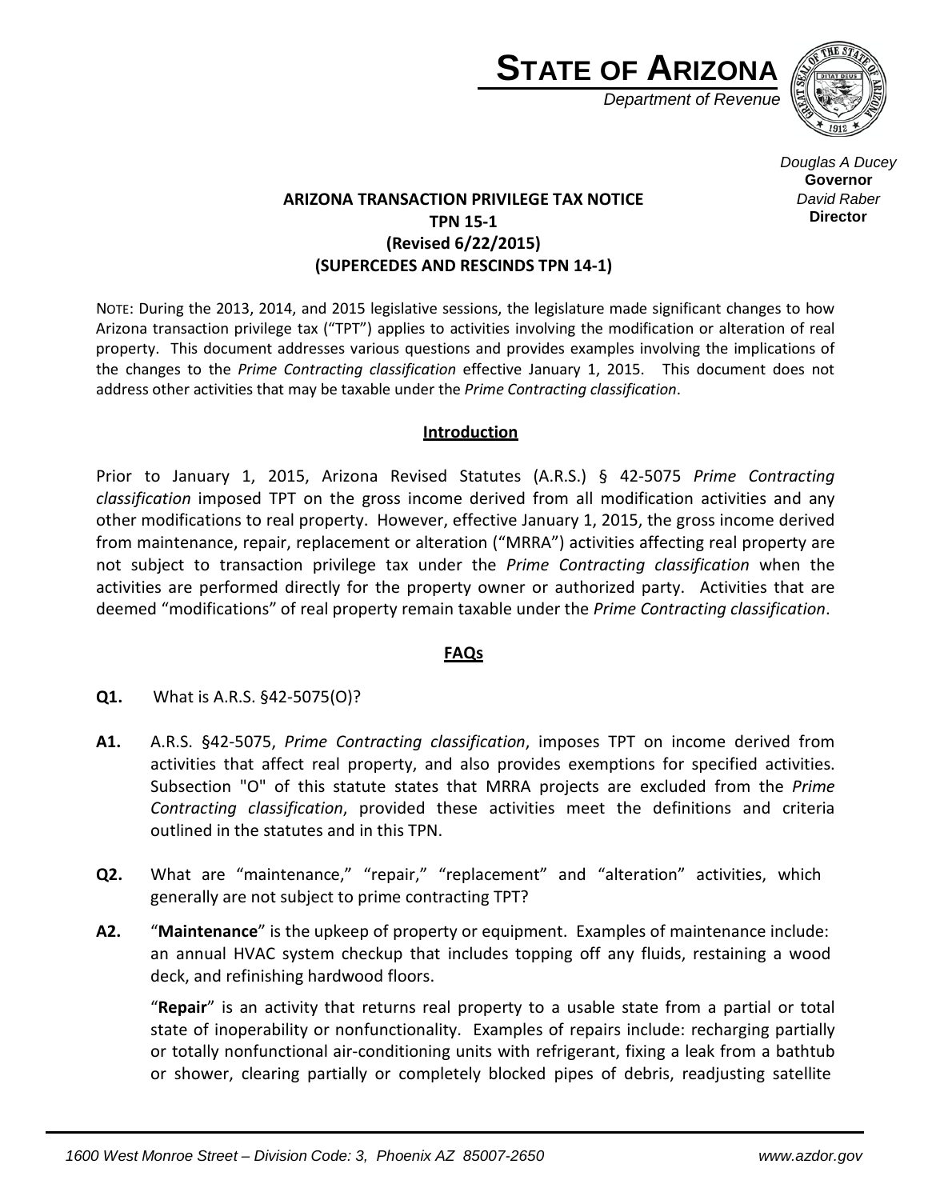# STATE OF ARIZONA

*Department of Revenue*

*Douglas A Ducey*
**Governor**
*David Raber*
**Director**

**ARIZONA TRANSACTION PRIVILEGE TAX NOTICE**
**TPN 15-1**
**(Revised 6/22/2015)**
**(SUPERCEDES AND RESCINDS TPN 14-1)**

NOTE: During the 2013, 2014, and 2015 legislative sessions, the legislature made significant changes to how Arizona transaction privilege tax ("TPT") applies to activities involving the modification or alteration of real property. This document addresses various questions and provides examples involving the implications of the changes to the *Prime Contracting classification* effective January 1, 2015. This document does not address other activities that may be taxable under the *Prime Contracting classification*.

## Introduction

Prior to January 1, 2015, Arizona Revised Statutes (A.R.S.) § 42-5075 *Prime Contracting classification* imposed TPT on the gross income derived from all modification activities and any other modifications to real property. However, effective January 1, 2015, the gross income derived from maintenance, repair, replacement or alteration ("MRRA") activities affecting real property are not subject to transaction privilege tax under the *Prime Contracting classification* when the activities are performed directly for the property owner or authorized party. Activities that are deemed "modifications" of real property remain taxable under the *Prime Contracting classification*.

## FAQs

**Q1.** What is A.R.S. §42-5075(O)?

**A1.** A.R.S. §42-5075, *Prime Contracting classification*, imposes TPT on income derived from activities that affect real property, and also provides exemptions for specified activities. Subsection "O" of this statute states that MRRA projects are excluded from the *Prime Contracting classification*, provided these activities meet the definitions and criteria outlined in the statutes and in this TPN.

**Q2.** What are "maintenance," "repair," "replacement" and "alteration" activities, which generally are not subject to prime contracting TPT?

**A2.** "**Maintenance**" is the upkeep of property or equipment. Examples of maintenance include: an annual HVAC system checkup that includes topping off any fluids, restaining a wood deck, and refinishing hardwood floors.

"**Repair**" is an activity that returns real property to a usable state from a partial or total state of inoperability or nonfunctionality. Examples of repairs include: recharging partially or totally nonfunctional air-conditioning units with refrigerant, fixing a leak from a bathtub or shower, clearing partially or completely blocked pipes of debris, readjusting satellite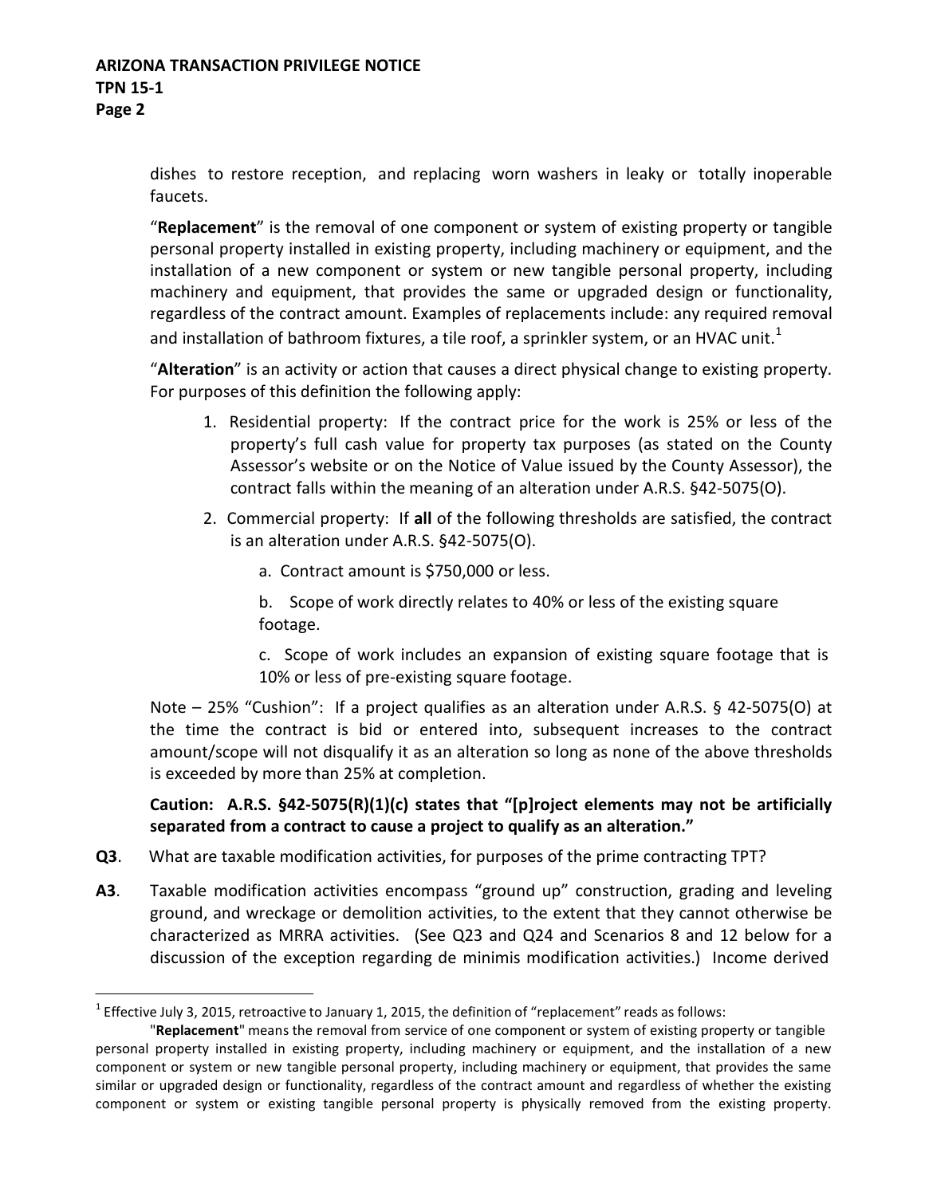dishes to restore reception, and replacing worn washers in leaky or totally inoperable faucets.

"**Replacement**" is the removal of one component or system of existing property or tangible personal property installed in existing property, including machinery or equipment, and the installation of a new component or system or new tangible personal property, including machinery and equipment, that provides the same or upgraded design or functionality, regardless of the contract amount. Examples of replacements include: any required removal and installation of bathroom fixtures, a tile roof, a sprinkler system, or an HVAC unit.[1]

"**Alteration**" is an activity or action that causes a direct physical change to existing property. For purposes of this definition the following apply:

1. Residential property: If the contract price for the work is 25% or less of the property's full cash value for property tax purposes (as stated on the County Assessor's website or on the Notice of Value issued by the County Assessor), the contract falls within the meaning of an alteration under A.R.S. §42-5075(O).
2. Commercial property: If **all** of the following thresholds are satisfied, the contract is an alteration under A.R.S. §42-5075(O).
   a. Contract amount is $750,000 or less.
   b. Scope of work directly relates to 40% or less of the existing square footage.
   c. Scope of work includes an expansion of existing square footage that is 10% or less of pre-existing square footage.

Note – 25% "Cushion": If a project qualifies as an alteration under A.R.S. § 42-5075(O) at the time the contract is bid or entered into, subsequent increases to the contract amount/scope will not disqualify it as an alteration so long as none of the above thresholds is exceeded by more than 25% at completion.

**Caution: A.R.S. §42-5075(R)(1)(c) states that "[p]roject elements may not be artificially separated from a contract to cause a project to qualify as an alteration."**

**Q3**. What are taxable modification activities, for purposes of the prime contracting TPT?

**A3**. Taxable modification activities encompass "ground up" construction, grading and leveling ground, and wreckage or demolition activities, to the extent that they cannot otherwise be characterized as MRRA activities. (See Q23 and Q24 and Scenarios 8 and 12 below for a discussion of the exception regarding de minimis modification activities.) Income derived

---

[1] Effective July 3, 2015, retroactive to January 1, 2015, the definition of "replacement" reads as follows:

"**Replacement**" means the removal from service of one component or system of existing property or tangible personal property installed in existing property, including machinery or equipment, and the installation of a new component or system or new tangible personal property, including machinery or equipment, that provides the same similar or upgraded design or functionality, regardless of the contract amount and regardless of whether the existing component or system or existing tangible personal property is physically removed from the existing property.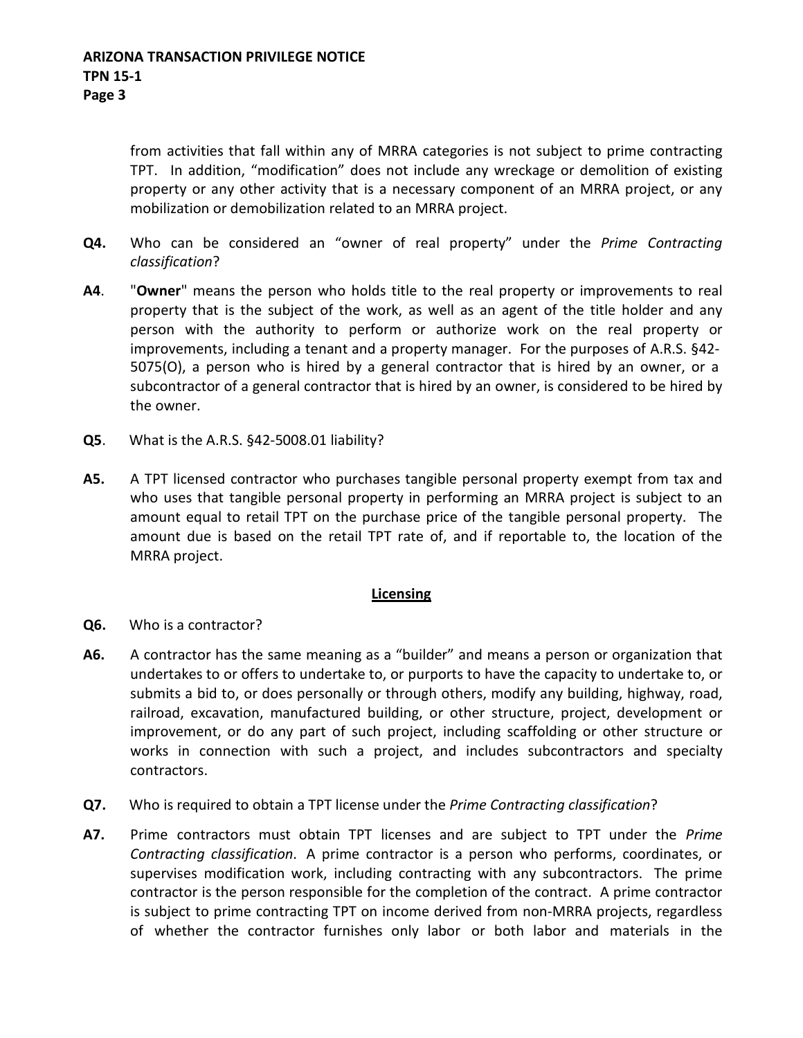from activities that fall within any of MRRA categories is not subject to prime contracting TPT. In addition, "modification" does not include any wreckage or demolition of existing property or any other activity that is a necessary component of an MRRA project, or any mobilization or demobilization related to an MRRA project.

**Q4.** Who can be considered an "owner of real property" under the *Prime Contracting classification*?

**A4**. "**Owner**" means the person who holds title to the real property or improvements to real property that is the subject of the work, as well as an agent of the title holder and any person with the authority to perform or authorize work on the real property or improvements, including a tenant and a property manager. For the purposes of A.R.S. §42-5075(O), a person who is hired by a general contractor that is hired by an owner, or a subcontractor of a general contractor that is hired by an owner, is considered to be hired by the owner.

**Q5**. What is the A.R.S. §42-5008.01 liability?

**A5.** A TPT licensed contractor who purchases tangible personal property exempt from tax and who uses that tangible personal property in performing an MRRA project is subject to an amount equal to retail TPT on the purchase price of the tangible personal property. The amount due is based on the retail TPT rate of, and if reportable to, the location of the MRRA project.

## Licensing

**Q6.** Who is a contractor?

**A6.** A contractor has the same meaning as a "builder" and means a person or organization that undertakes to or offers to undertake to, or purports to have the capacity to undertake to, or submits a bid to, or does personally or through others, modify any building, highway, road, railroad, excavation, manufactured building, or other structure, project, development or improvement, or do any part of such project, including scaffolding or other structure or works in connection with such a project, and includes subcontractors and specialty contractors.

**Q7.** Who is required to obtain a TPT license under the *Prime Contracting classification*?

**A7.** Prime contractors must obtain TPT licenses and are subject to TPT under the *Prime Contracting classification*. A prime contractor is a person who performs, coordinates, or supervises modification work, including contracting with any subcontractors. The prime contractor is the person responsible for the completion of the contract. A prime contractor is subject to prime contracting TPT on income derived from non-MRRA projects, regardless of whether the contractor furnishes only labor or both labor and materials in the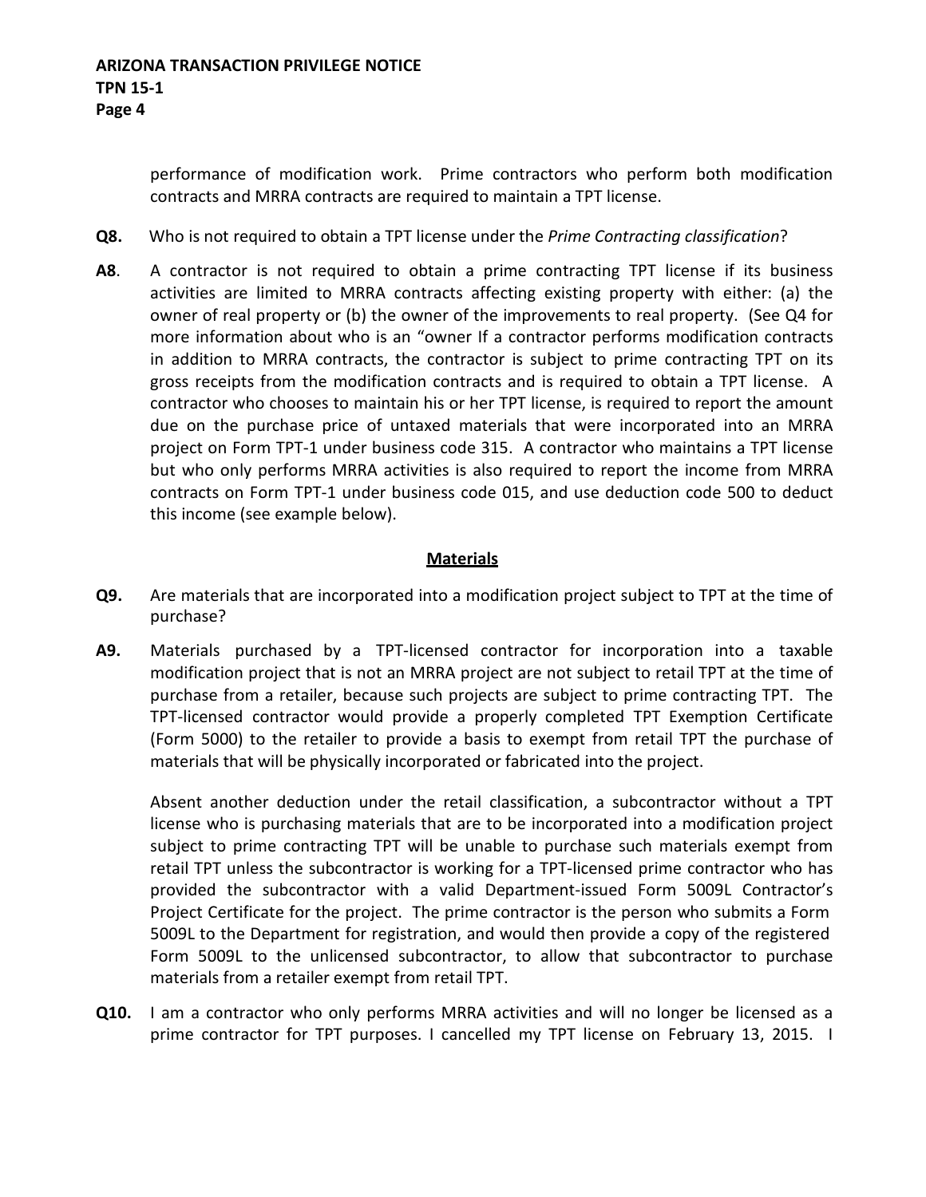performance of modification work. Prime contractors who perform both modification contracts and MRRA contracts are required to maintain a TPT license.

**Q8.** Who is not required to obtain a TPT license under the *Prime Contracting classification*?

**A8**. A contractor is not required to obtain a prime contracting TPT license if its business activities are limited to MRRA contracts affecting existing property with either: (a) the owner of real property or (b) the owner of the improvements to real property. (See Q4 for more information about who is an "owner If a contractor performs modification contracts in addition to MRRA contracts, the contractor is subject to prime contracting TPT on its gross receipts from the modification contracts and is required to obtain a TPT license. A contractor who chooses to maintain his or her TPT license, is required to report the amount due on the purchase price of untaxed materials that were incorporated into an MRRA project on Form TPT-1 under business code 315. A contractor who maintains a TPT license but who only performs MRRA activities is also required to report the income from MRRA contracts on Form TPT-1 under business code 015, and use deduction code 500 to deduct this income (see example below).

## Materials

**Q9.** Are materials that are incorporated into a modification project subject to TPT at the time of purchase?

**A9.** Materials purchased by a TPT-licensed contractor for incorporation into a taxable modification project that is not an MRRA project are not subject to retail TPT at the time of purchase from a retailer, because such projects are subject to prime contracting TPT. The TPT-licensed contractor would provide a properly completed TPT Exemption Certificate (Form 5000) to the retailer to provide a basis to exempt from retail TPT the purchase of materials that will be physically incorporated or fabricated into the project.

Absent another deduction under the retail classification, a subcontractor without a TPT license who is purchasing materials that are to be incorporated into a modification project subject to prime contracting TPT will be unable to purchase such materials exempt from retail TPT unless the subcontractor is working for a TPT-licensed prime contractor who has provided the subcontractor with a valid Department-issued Form 5009L Contractor's Project Certificate for the project. The prime contractor is the person who submits a Form 5009L to the Department for registration, and would then provide a copy of the registered Form 5009L to the unlicensed subcontractor, to allow that subcontractor to purchase materials from a retailer exempt from retail TPT.

**Q10.** I am a contractor who only performs MRRA activities and will no longer be licensed as a prime contractor for TPT purposes. I cancelled my TPT license on February 13, 2015. I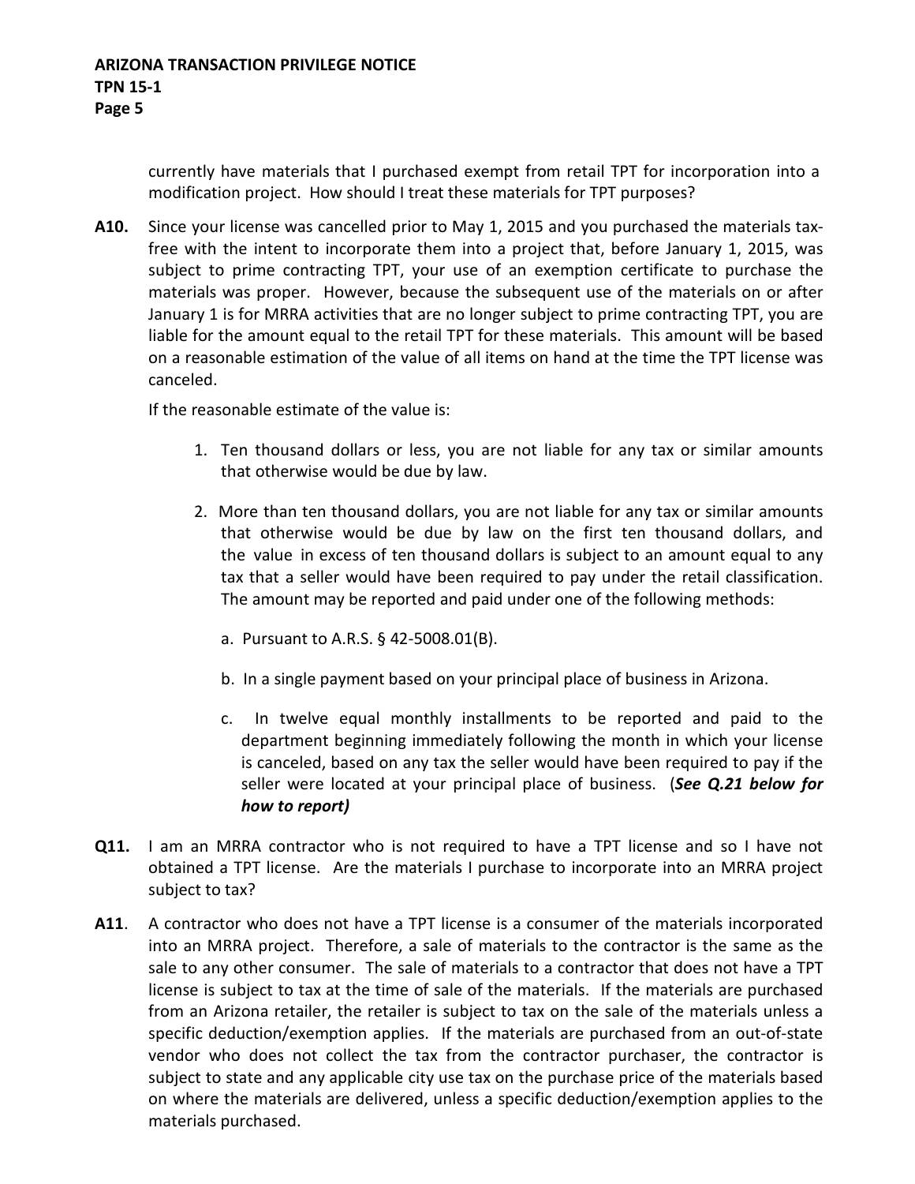currently have materials that I purchased exempt from retail TPT for incorporation into a modification project. How should I treat these materials for TPT purposes?

**A10.** Since your license was cancelled prior to May 1, 2015 and you purchased the materials tax-free with the intent to incorporate them into a project that, before January 1, 2015, was subject to prime contracting TPT, your use of an exemption certificate to purchase the materials was proper. However, because the subsequent use of the materials on or after January 1 is for MRRA activities that are no longer subject to prime contracting TPT, you are liable for the amount equal to the retail TPT for these materials. This amount will be based on a reasonable estimation of the value of all items on hand at the time the TPT license was canceled.

If the reasonable estimate of the value is:

1. Ten thousand dollars or less, you are not liable for any tax or similar amounts that otherwise would be due by law.

2. More than ten thousand dollars, you are not liable for any tax or similar amounts that otherwise would be due by law on the first ten thousand dollars, and the value in excess of ten thousand dollars is subject to an amount equal to any tax that a seller would have been required to pay under the retail classification. The amount may be reported and paid under one of the following methods:

   a. Pursuant to A.R.S. § 42-5008.01(B).

   b. In a single payment based on your principal place of business in Arizona.

   c. In twelve equal monthly installments to be reported and paid to the department beginning immediately following the month in which your license is canceled, based on any tax the seller would have been required to pay if the seller were located at your principal place of business. (***See Q.21 below for how to report)***

**Q11.** I am an MRRA contractor who is not required to have a TPT license and so I have not obtained a TPT license. Are the materials I purchase to incorporate into an MRRA project subject to tax?

**A11**. A contractor who does not have a TPT license is a consumer of the materials incorporated into an MRRA project. Therefore, a sale of materials to the contractor is the same as the sale to any other consumer. The sale of materials to a contractor that does not have a TPT license is subject to tax at the time of sale of the materials. If the materials are purchased from an Arizona retailer, the retailer is subject to tax on the sale of the materials unless a specific deduction/exemption applies. If the materials are purchased from an out-of-state vendor who does not collect the tax from the contractor purchaser, the contractor is subject to state and any applicable city use tax on the purchase price of the materials based on where the materials are delivered, unless a specific deduction/exemption applies to the materials purchased.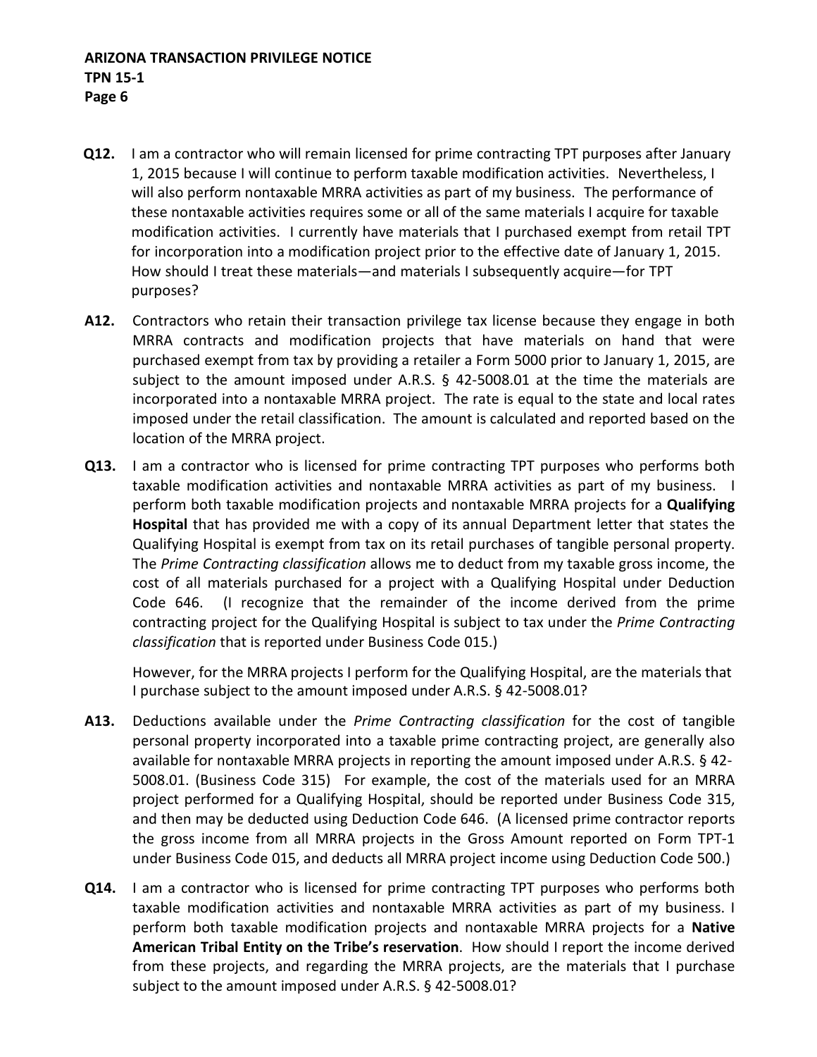**Q12.** I am a contractor who will remain licensed for prime contracting TPT purposes after January 1, 2015 because I will continue to perform taxable modification activities. Nevertheless, I will also perform nontaxable MRRA activities as part of my business. The performance of these nontaxable activities requires some or all of the same materials I acquire for taxable modification activities. I currently have materials that I purchased exempt from retail TPT for incorporation into a modification project prior to the effective date of January 1, 2015. How should I treat these materials—and materials I subsequently acquire—for TPT purposes?

**A12.** Contractors who retain their transaction privilege tax license because they engage in both MRRA contracts and modification projects that have materials on hand that were purchased exempt from tax by providing a retailer a Form 5000 prior to January 1, 2015, are subject to the amount imposed under A.R.S. § 42-5008.01 at the time the materials are incorporated into a nontaxable MRRA project. The rate is equal to the state and local rates imposed under the retail classification. The amount is calculated and reported based on the location of the MRRA project.

**Q13.** I am a contractor who is licensed for prime contracting TPT purposes who performs both taxable modification activities and nontaxable MRRA activities as part of my business. I perform both taxable modification projects and nontaxable MRRA projects for a **Qualifying Hospital** that has provided me with a copy of its annual Department letter that states the Qualifying Hospital is exempt from tax on its retail purchases of tangible personal property. The *Prime Contracting classification* allows me to deduct from my taxable gross income, the cost of all materials purchased for a project with a Qualifying Hospital under Deduction Code 646. (I recognize that the remainder of the income derived from the prime contracting project for the Qualifying Hospital is subject to tax under the *Prime Contracting classification* that is reported under Business Code 015.)

However, for the MRRA projects I perform for the Qualifying Hospital, are the materials that I purchase subject to the amount imposed under A.R.S. § 42-5008.01?

**A13.** Deductions available under the *Prime Contracting classification* for the cost of tangible personal property incorporated into a taxable prime contracting project, are generally also available for nontaxable MRRA projects in reporting the amount imposed under A.R.S. § 42-5008.01. (Business Code 315) For example, the cost of the materials used for an MRRA project performed for a Qualifying Hospital, should be reported under Business Code 315, and then may be deducted using Deduction Code 646. (A licensed prime contractor reports the gross income from all MRRA projects in the Gross Amount reported on Form TPT-1 under Business Code 015, and deducts all MRRA project income using Deduction Code 500.)

**Q14.** I am a contractor who is licensed for prime contracting TPT purposes who performs both taxable modification activities and nontaxable MRRA activities as part of my business. I perform both taxable modification projects and nontaxable MRRA projects for a **Native American Tribal Entity on the Tribe's reservation**. How should I report the income derived from these projects, and regarding the MRRA projects, are the materials that I purchase subject to the amount imposed under A.R.S. § 42-5008.01?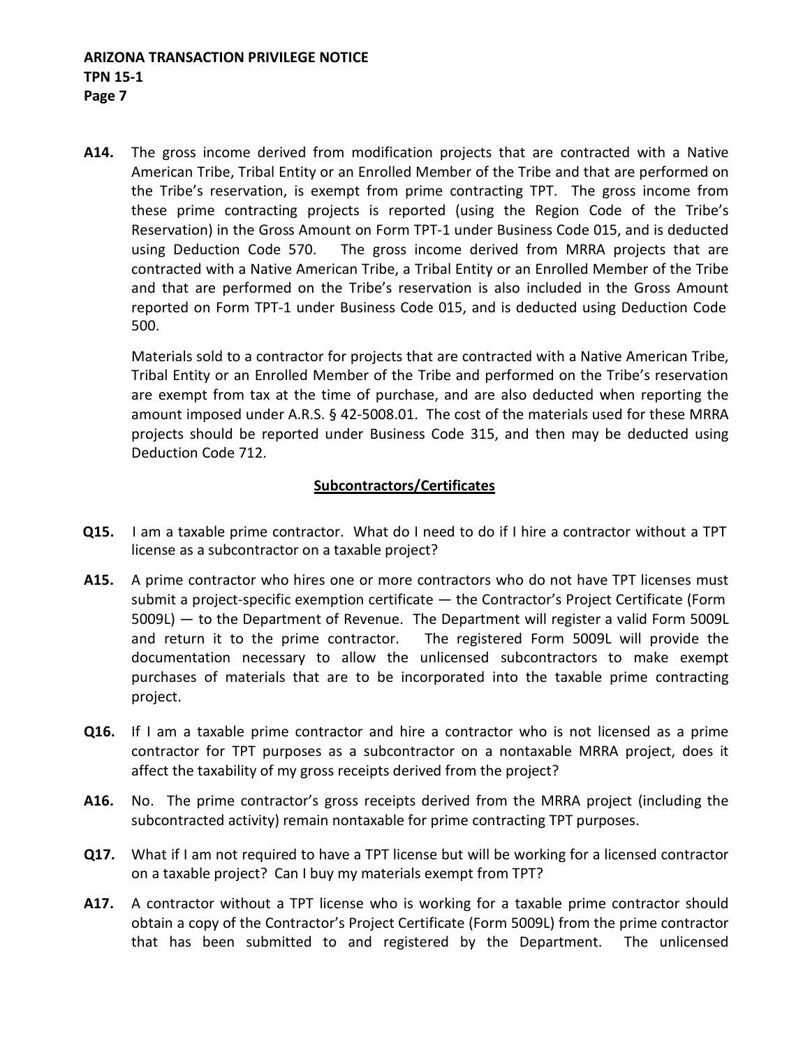**A14.** The gross income derived from modification projects that are contracted with a Native American Tribe, Tribal Entity or an Enrolled Member of the Tribe and that are performed on the Tribe's reservation, is exempt from prime contracting TPT. The gross income from these prime contracting projects is reported (using the Region Code of the Tribe's Reservation) in the Gross Amount on Form TPT-1 under Business Code 015, and is deducted using Deduction Code 570. The gross income derived from MRRA projects that are contracted with a Native American Tribe, a Tribal Entity or an Enrolled Member of the Tribe and that are performed on the Tribe's reservation is also included in the Gross Amount reported on Form TPT-1 under Business Code 015, and is deducted using Deduction Code 500.

Materials sold to a contractor for projects that are contracted with a Native American Tribe, Tribal Entity or an Enrolled Member of the Tribe and performed on the Tribe's reservation are exempt from tax at the time of purchase, and are also deducted when reporting the amount imposed under A.R.S. § 42-5008.01. The cost of the materials used for these MRRA projects should be reported under Business Code 315, and then may be deducted using Deduction Code 712.

## Subcontractors/Certificates

**Q15.** I am a taxable prime contractor. What do I need to do if I hire a contractor without a TPT license as a subcontractor on a taxable project?

**A15.** A prime contractor who hires one or more contractors who do not have TPT licenses must submit a project-specific exemption certificate — the Contractor's Project Certificate (Form 5009L) — to the Department of Revenue. The Department will register a valid Form 5009L and return it to the prime contractor. The registered Form 5009L will provide the documentation necessary to allow the unlicensed subcontractors to make exempt purchases of materials that are to be incorporated into the taxable prime contracting project.

**Q16.** If I am a taxable prime contractor and hire a contractor who is not licensed as a prime contractor for TPT purposes as a subcontractor on a nontaxable MRRA project, does it affect the taxability of my gross receipts derived from the project?

**A16.** No. The prime contractor's gross receipts derived from the MRRA project (including the subcontracted activity) remain nontaxable for prime contracting TPT purposes.

**Q17.** What if I am not required to have a TPT license but will be working for a licensed contractor on a taxable project? Can I buy my materials exempt from TPT?

**A17.** A contractor without a TPT license who is working for a taxable prime contractor should obtain a copy of the Contractor's Project Certificate (Form 5009L) from the prime contractor that has been submitted to and registered by the Department. The unlicensed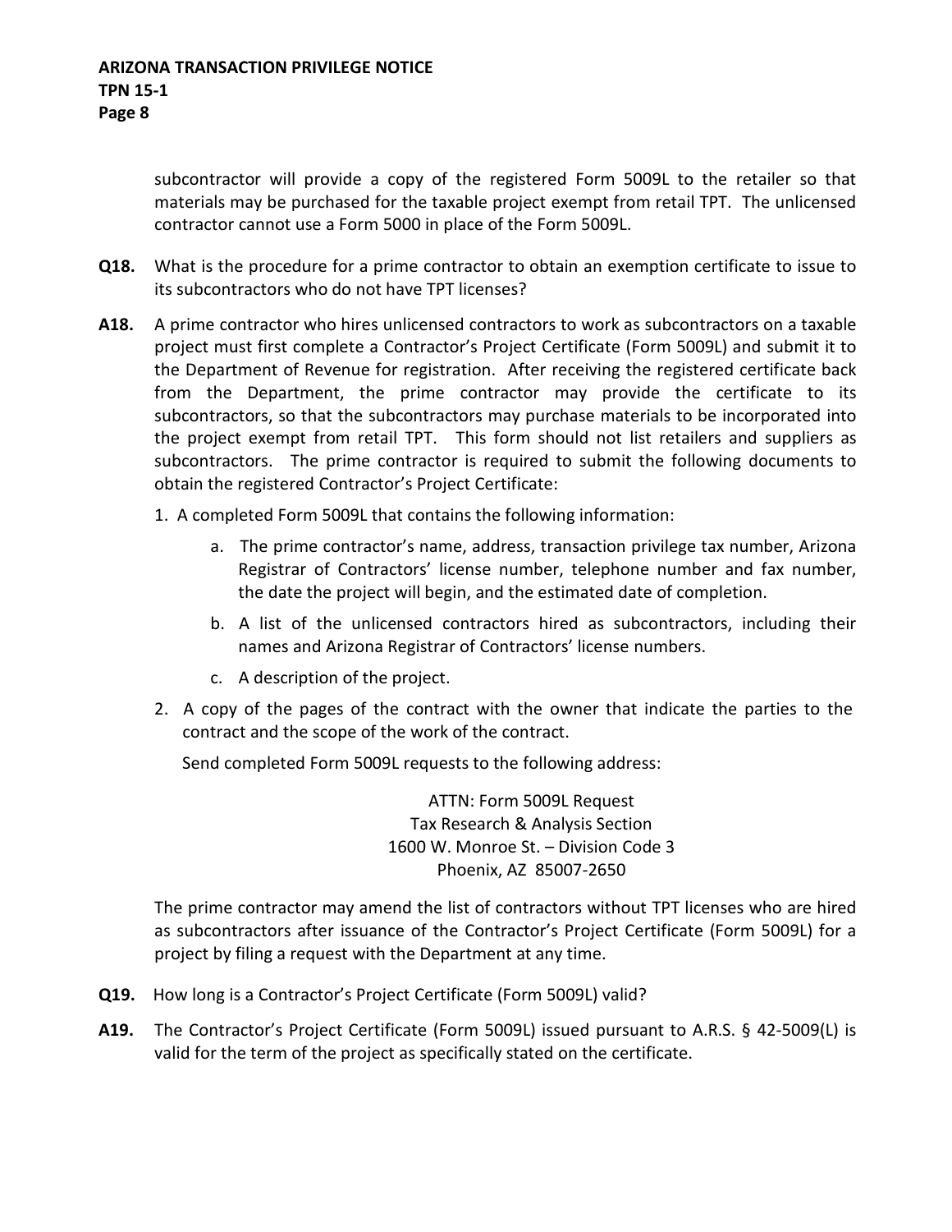subcontractor will provide a copy of the registered Form 5009L to the retailer so that materials may be purchased for the taxable project exempt from retail TPT. The unlicensed contractor cannot use a Form 5000 in place of the Form 5009L.

**Q18.** What is the procedure for a prime contractor to obtain an exemption certificate to issue to its subcontractors who do not have TPT licenses?

**A18.** A prime contractor who hires unlicensed contractors to work as subcontractors on a taxable project must first complete a Contractor's Project Certificate (Form 5009L) and submit it to the Department of Revenue for registration. After receiving the registered certificate back from the Department, the prime contractor may provide the certificate to its subcontractors, so that the subcontractors may purchase materials to be incorporated into the project exempt from retail TPT. This form should not list retailers and suppliers as subcontractors. The prime contractor is required to submit the following documents to obtain the registered Contractor's Project Certificate:

1. A completed Form 5009L that contains the following information:
   a. The prime contractor's name, address, transaction privilege tax number, Arizona Registrar of Contractors' license number, telephone number and fax number, the date the project will begin, and the estimated date of completion.
   b. A list of the unlicensed contractors hired as subcontractors, including their names and Arizona Registrar of Contractors' license numbers.
   c. A description of the project.
2. A copy of the pages of the contract with the owner that indicate the parties to the contract and the scope of the work of the contract.

   Send completed Form 5009L requests to the following address:

   ATTN: Form 5009L Request
   Tax Research & Analysis Section
   1600 W. Monroe St. – Division Code 3
   Phoenix, AZ 85007-2650

The prime contractor may amend the list of contractors without TPT licenses who are hired as subcontractors after issuance of the Contractor's Project Certificate (Form 5009L) for a project by filing a request with the Department at any time.

**Q19.** How long is a Contractor's Project Certificate (Form 5009L) valid?

**A19.** The Contractor's Project Certificate (Form 5009L) issued pursuant to A.R.S. § 42-5009(L) is valid for the term of the project as specifically stated on the certificate.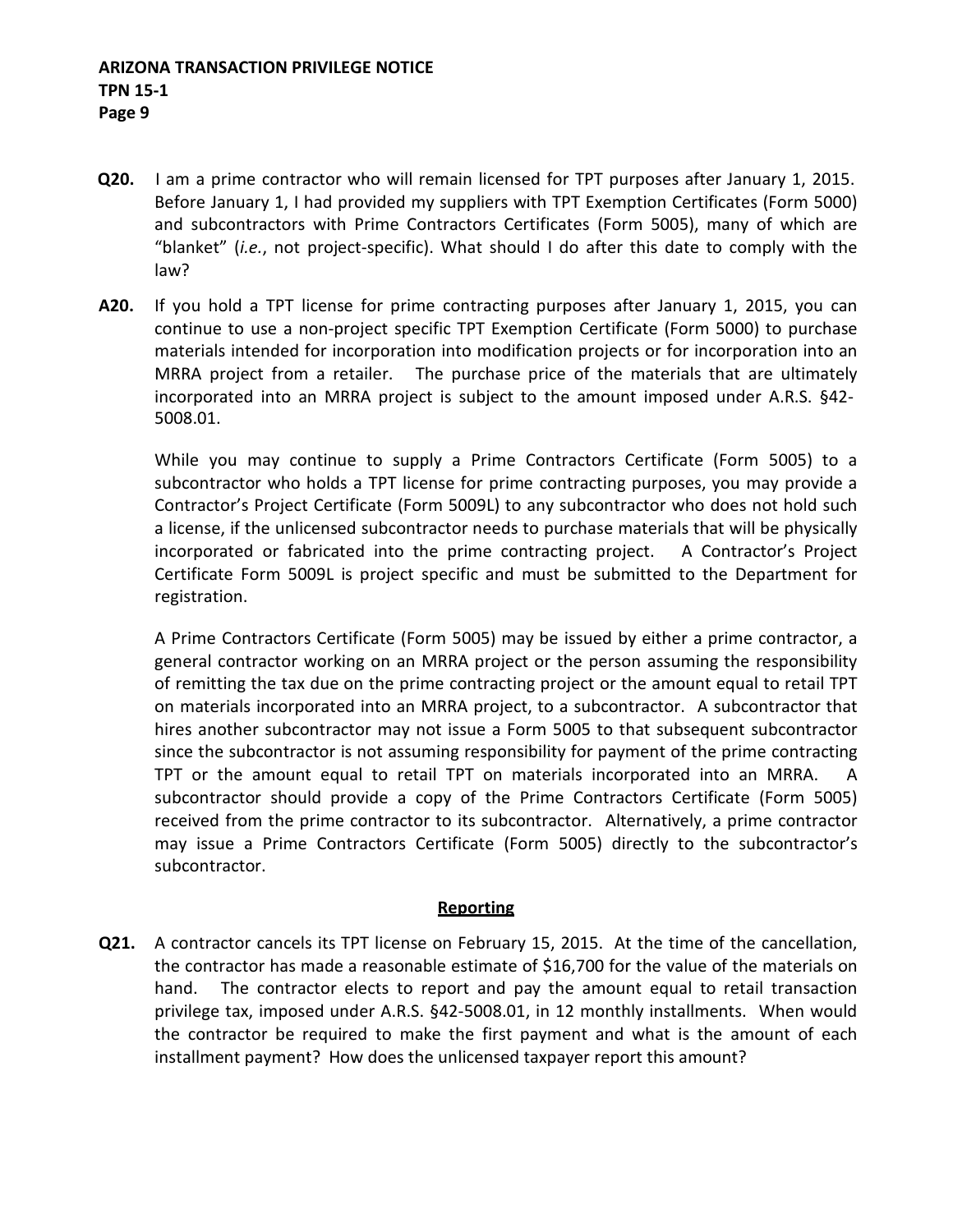**Q20.** I am a prime contractor who will remain licensed for TPT purposes after January 1, 2015. Before January 1, I had provided my suppliers with TPT Exemption Certificates (Form 5000) and subcontractors with Prime Contractors Certificates (Form 5005), many of which are "blanket" (*i.e.*, not project-specific). What should I do after this date to comply with the law?

**A20.** If you hold a TPT license for prime contracting purposes after January 1, 2015, you can continue to use a non-project specific TPT Exemption Certificate (Form 5000) to purchase materials intended for incorporation into modification projects or for incorporation into an MRRA project from a retailer. The purchase price of the materials that are ultimately incorporated into an MRRA project is subject to the amount imposed under A.R.S. §42-5008.01.

While you may continue to supply a Prime Contractors Certificate (Form 5005) to a subcontractor who holds a TPT license for prime contracting purposes, you may provide a Contractor's Project Certificate (Form 5009L) to any subcontractor who does not hold such a license, if the unlicensed subcontractor needs to purchase materials that will be physically incorporated or fabricated into the prime contracting project. A Contractor's Project Certificate Form 5009L is project specific and must be submitted to the Department for registration.

A Prime Contractors Certificate (Form 5005) may be issued by either a prime contractor, a general contractor working on an MRRA project or the person assuming the responsibility of remitting the tax due on the prime contracting project or the amount equal to retail TPT on materials incorporated into an MRRA project, to a subcontractor. A subcontractor that hires another subcontractor may not issue a Form 5005 to that subsequent subcontractor since the subcontractor is not assuming responsibility for payment of the prime contracting TPT or the amount equal to retail TPT on materials incorporated into an MRRA. A subcontractor should provide a copy of the Prime Contractors Certificate (Form 5005) received from the prime contractor to its subcontractor. Alternatively, a prime contractor may issue a Prime Contractors Certificate (Form 5005) directly to the subcontractor's subcontractor.

## Reporting

**Q21.** A contractor cancels its TPT license on February 15, 2015. At the time of the cancellation, the contractor has made a reasonable estimate of $16,700 for the value of the materials on hand. The contractor elects to report and pay the amount equal to retail transaction privilege tax, imposed under A.R.S. §42-5008.01, in 12 monthly installments. When would the contractor be required to make the first payment and what is the amount of each installment payment? How does the unlicensed taxpayer report this amount?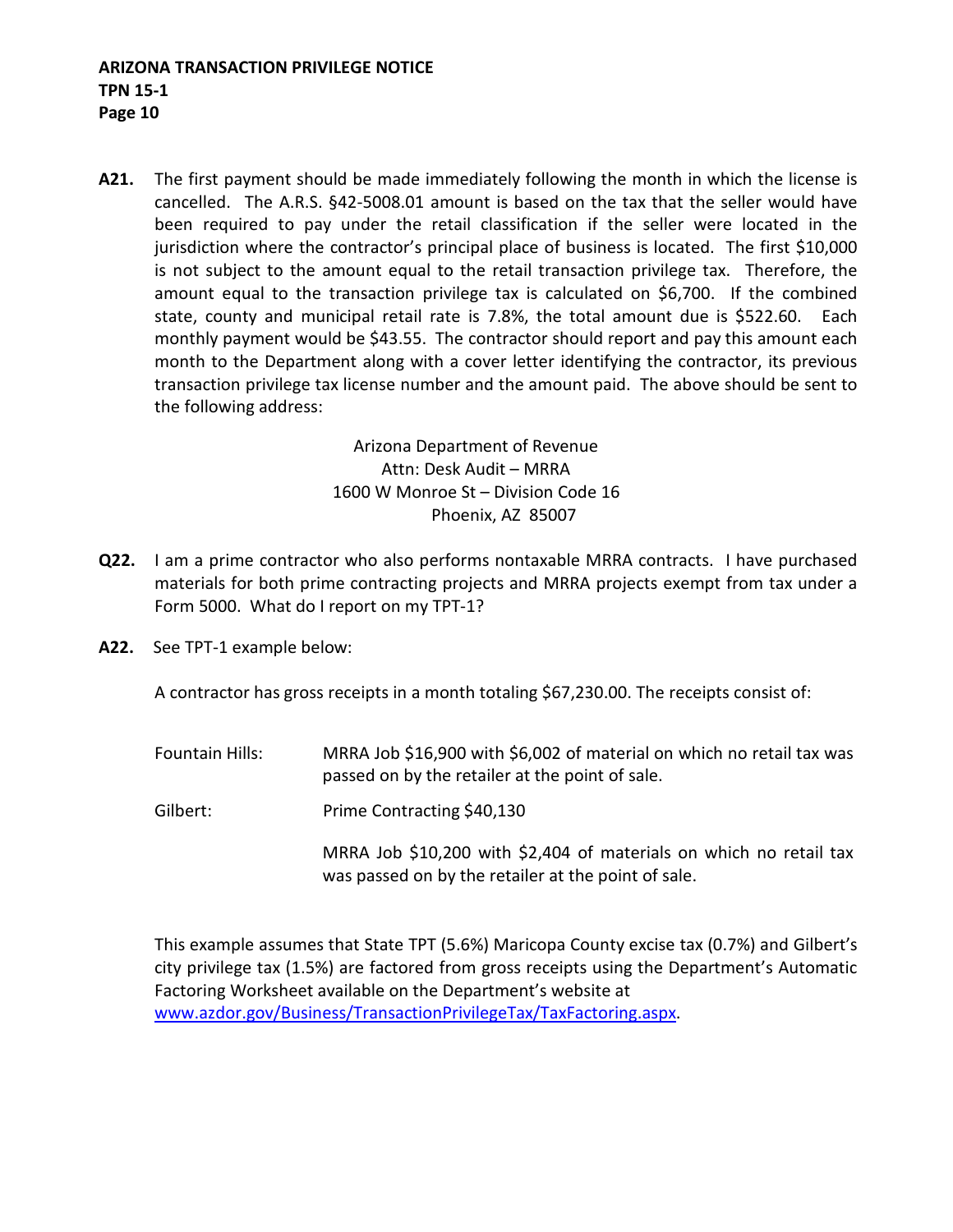**A21.** The first payment should be made immediately following the month in which the license is cancelled. The A.R.S. §42-5008.01 amount is based on the tax that the seller would have been required to pay under the retail classification if the seller were located in the jurisdiction where the contractor's principal place of business is located. The first $10,000 is not subject to the amount equal to the retail transaction privilege tax. Therefore, the amount equal to the transaction privilege tax is calculated on $6,700. If the combined state, county and municipal retail rate is 7.8%, the total amount due is $522.60. Each monthly payment would be $43.55. The contractor should report and pay this amount each month to the Department along with a cover letter identifying the contractor, its previous transaction privilege tax license number and the amount paid. The above should be sent to the following address:

Arizona Department of Revenue
Attn: Desk Audit – MRRA
1600 W Monroe St – Division Code 16
Phoenix, AZ 85007

**Q22.** I am a prime contractor who also performs nontaxable MRRA contracts. I have purchased materials for both prime contracting projects and MRRA projects exempt from tax under a Form 5000. What do I report on my TPT-1?

**A22.** See TPT-1 example below:

A contractor has gross receipts in a month totaling $67,230.00. The receipts consist of:

| | |
|---|---|
| Fountain Hills: | MRRA Job $16,900 with $6,002 of material on which no retail tax was passed on by the retailer at the point of sale. |
| Gilbert: | Prime Contracting $40,130 |
| | MRRA Job $10,200 with $2,404 of materials on which no retail tax was passed on by the retailer at the point of sale. |

This example assumes that State TPT (5.6%) Maricopa County excise tax (0.7%) and Gilbert's city privilege tax (1.5%) are factored from gross receipts using the Department's Automatic Factoring Worksheet available on the Department's website at www.azdor.gov/Business/TransactionPrivilegeTax/TaxFactoring.aspx.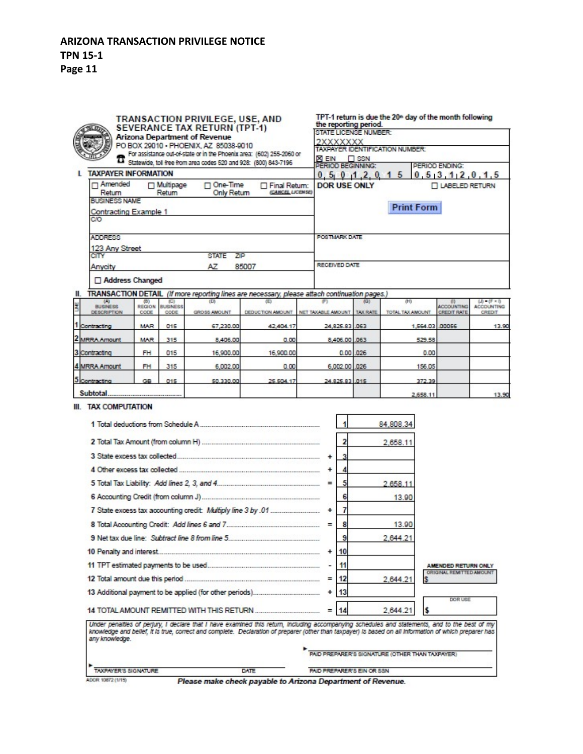**ARIZONA TRANSACTION PRIVILEGE NOTICE**
**TPN 15-1**
**Page 11**

**TRANSACTION PRIVILEGE, USE, AND SEVERANCE TAX RETURN (TPT-1)**
**Arizona Department of Revenue**
PO BOX 29010 • PHOENIX, AZ 85038-9010
For assistance out-of-state or in the Phoenix area: (602) 255-2060 or Statewide, toll free from area codes 520 and 928: (800) 843-7196

TPT-1 return is due the 20th day of the month following the reporting period.

STATE LICENSE NUMBER: 2XXXXXXX
TAXPAYER IDENTIFICATION NUMBER: ☒ EIN ☐ SSN
PERIOD BEGINNING: 05 01 2015
PERIOD ENDING: 05 31 2015

**I. TAXPAYER INFORMATION**

☐ Amended Return ☐ Multipage Return ☐ One-Time Only Return ☐ Final Return: (CANCEL LICENSE)

**DOR USE ONLY** ☐ LABELED RETURN

BUSINESS NAME: Contracting Example 1
C/O:
ADDRESS: 123 Any Street
CITY: Anycity STATE: AZ ZIP: 85007
☐ Address Changed

POSTMARK DATE
RECEIVED DATE

**II. TRANSACTION DETAIL** *(If more reporting lines are necessary, please attach continuation pages.)*

| LINE | (A) BUSINESS DESCRIPTION | (B) REGION CODE | (C) BUSINESS CODE | (D) GROSS AMOUNT | (E) DEDUCTION AMOUNT | (F) NET TAXABLE AMOUNT | (G) TAX RATE | (H) TOTAL TAX AMOUNT | (I) ACCOUNTING CREDIT RATE | (J) = (F × I) ACCOUNTING CREDIT |
|---|---|---|---|---|---|---|---|---|---|---|
| 1 | Contracting | MAR | 015 | 67,230.00 | 42,404.17 | 24,825.83 | .063 | 1,564.03 | .00056 | 13.90 |
| 2 | MRRA Amount | MAR | 315 | 8,406.00 | 0.00 | 8,406.00 | .063 | 529.58 | | |
| 3 | Contracting | FH | 015 | 16,900.00 | 16,900.00 | 0.00 | .026 | 0.00 | | |
| 4 | MRRA Amount | FH | 315 | 6,002.00 | 0.00 | 6,002.00 | .026 | 156.05 | | |
| 5 | Contracting | GB | 015 | 50,330.00 | 25,504.17 | 24,825.83 | .015 | 372.39 | | |
| | Subtotal | | | | | | | 2,658.11 | | 13.90 |

**III. TAX COMPUTATION**

| Description | | Line | Amount |
|---|---|---|---|
| 1 Total deductions from Schedule A | | 1 | 84,808.34 |
| 2 Total Tax Amount (from column H) | | 2 | 2,658.11 |
| 3 State excess tax collected | + | 3 | |
| 4 Other excess tax collected | + | 4 | |
| 5 Total Tax Liability: *Add lines 2, 3, and 4* | = | 5 | 2,658.11 |
| 6 Accounting Credit (from column J) | | 6 | 13.90 |
| 7 State excess tax accounting credit: *Multiply line 3 by .01* | + | 7 | |
| 8 Total Accounting Credit: *Add lines 6 and 7* | = | 8 | 13.90 |
| 9 Net tax due line: *Subtract line 8 from line 5* | | 9 | 2,644.21 |
| 10 Penalty and interest | + | 10 | |
| 11 TPT estimated payments to be used | - | 11 | |
| 12 Total amount due this period | = | 12 | 2,644.21 |
| 13 Additional payment to be applied (for other periods) | + | 13 | |
| 14 TOTAL AMOUNT REMITTED WITH THIS RETURN | = | 14 | 2,644.21 |

AMENDED RETURN ONLY — ORIGINAL REMITTED AMOUNT: $

DOR USE: $

Under penalties of perjury, I declare that I have examined this return, including accompanying schedules and statements, and to the best of my knowledge and belief, it is true, correct and complete. Declaration of preparer (other than taxpayer) is based on all information of which preparer has any knowledge.

TAXPAYER'S SIGNATURE | DATE

PAID PREPARER'S SIGNATURE (OTHER THAN TAXPAYER)

PAID PREPARER'S EIN OR SSN

ADOR 10872 (1/15)

*Please make check payable to Arizona Department of Revenue.*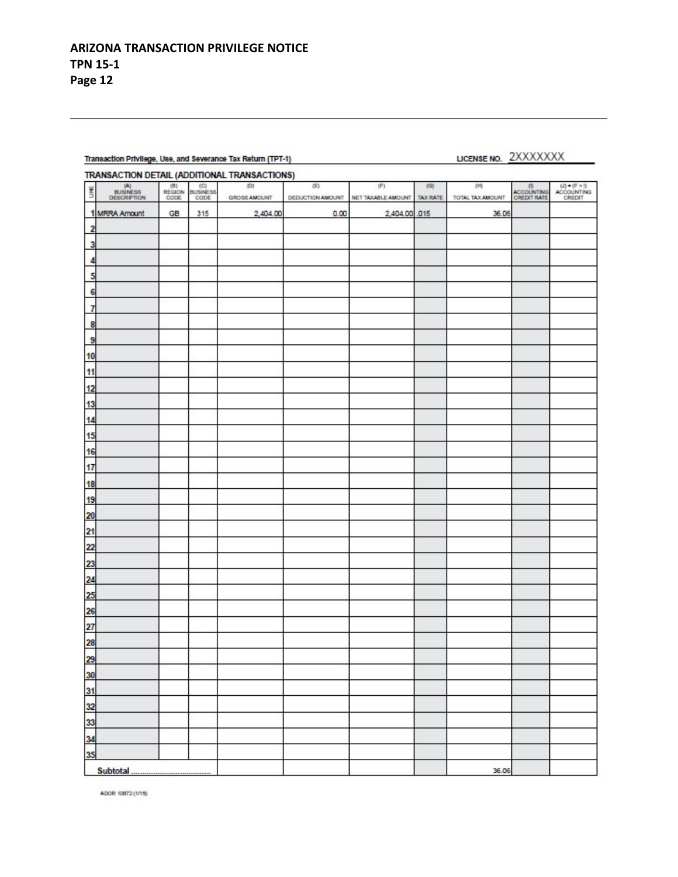**ARIZONA TRANSACTION PRIVILEGE NOTICE**
**TPN 15-1**

Transaction Privilege, Use, and Severance Tax Return (TPT-1)

LICENSE NO. 2XXXXXXX

## TRANSACTION DETAIL (ADDITIONAL TRANSACTIONS)

| LINE | (A) BUSINESS DESCRIPTION | (B) REGION CODE | (C) BUSINESS CODE | (D) GROSS AMOUNT | (E) DEDUCTION AMOUNT | (F) NET TAXABLE AMOUNT | (G) TAX RATE | (H) TOTAL TAX AMOUNT | (I) ACCOUNTING CREDIT RATE | (J) = (F × I) ACCOUNTING CREDIT |
|---|---|---|---|---|---|---|---|---|---|---|
| 1 | MRRA Amount | GB | 315 | 2,404.00 | 0.00 | 2,404.00 | .015 | 36.06 | | |
| 2 | | | | | | | | | | |
| 3 | | | | | | | | | | |
| 4 | | | | | | | | | | |
| 5 | | | | | | | | | | |
| 6 | | | | | | | | | | |
| 7 | | | | | | | | | | |
| 8 | | | | | | | | | | |
| 9 | | | | | | | | | | |
| 10 | | | | | | | | | | |
| 11 | | | | | | | | | | |
| 12 | | | | | | | | | | |
| 13 | | | | | | | | | | |
| 14 | | | | | | | | | | |
| 15 | | | | | | | | | | |
| 16 | | | | | | | | | | |
| 17 | | | | | | | | | | |
| 18 | | | | | | | | | | |
| 19 | | | | | | | | | | |
| 20 | | | | | | | | | | |
| 21 | | | | | | | | | | |
| 22 | | | | | | | | | | |
| 23 | | | | | | | | | | |
| 24 | | | | | | | | | | |
| 25 | | | | | | | | | | |
| 26 | | | | | | | | | | |
| 27 | | | | | | | | | | |
| 28 | | | | | | | | | | |
| 29 | | | | | | | | | | |
| 30 | | | | | | | | | | |
| 31 | | | | | | | | | | |
| 32 | | | | | | | | | | |
| 33 | | | | | | | | | | |
| 34 | | | | | | | | | | |
| 35 | | | | | | | | | | |
| Subtotal | | | | | | | | 36.06 | | |

ADOR 10872 (1/15)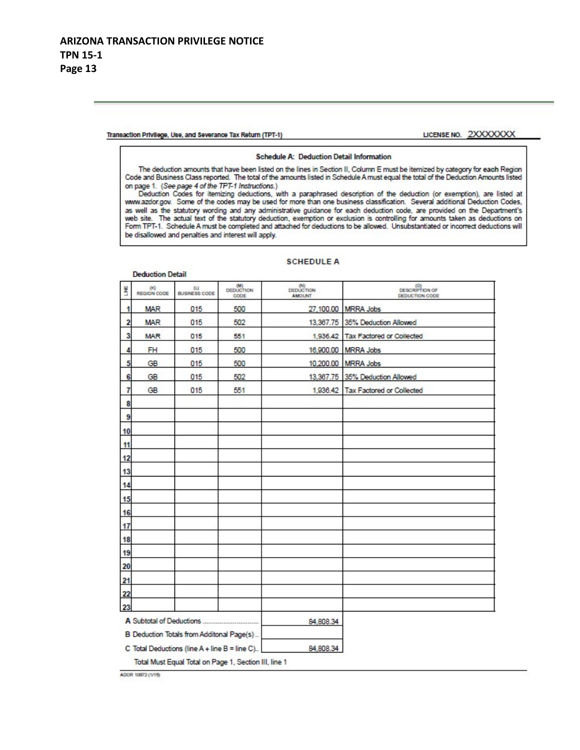Transaction Privilege, Use, and Severance Tax Return (TPT-1) LICENSE NO. 2XXXXXXX

### Schedule A: Deduction Detail Information

The deduction amounts that have been listed on the lines in Section II, Column E must be itemized by category for **each** Region Code and Business Class reported. The total of the amounts listed in Schedule A must equal the total of the Deduction Amounts listed on page 1. (*See page 4 of the TPT-1 Instructions.*)

Deduction Codes for itemizing deductions, with a paraphrased description of the deduction (or exemption), are listed at www.azdor.gov. Some of the codes may be used for more than one business classification. Several additional Deduction Codes, as well as the statutory wording and any administrative guidance for each deduction code, are provided on the Department's web site. The actual text of the statutory deduction, exemption or exclusion is controlling for amounts taken as deductions on Form TPT-1. Schedule A must be completed and attached for deductions to be allowed. Unsubstantiated or incorrect deductions will be disallowed and penalties and interest will apply.

### SCHEDULE A

**Deduction Detail**

| LINE | (K) REGION CODE | (L) BUSINESS CODE | (M) DEDUCTION CODE | (N) DEDUCTION AMOUNT | (O) DESCRIPTION OF DEDUCTION CODE |
|---|---|---|---|---|---|
| 1 | MAR | 015 | 500 | 27,100.00 | MRRA Jobs |
| 2 | MAR | 015 | 502 | 13,367.75 | 35% Deduction Allowed |
| 3 | MAR | 015 | 551 | 1,936.42 | Tax Factored or Collected |
| 4 | FH | 015 | 500 | 16,900.00 | MRRA Jobs |
| 5 | GB | 015 | 500 | 10,200.00 | MRRA Jobs |
| 6 | GB | 015 | 502 | 13,367.75 | 35% Deduction Allowed |
| 7 | GB | 015 | 551 | 1,936.42 | Tax Factored or Collected |
| 8 | | | | | |
| 9 | | | | | |
| 10 | | | | | |
| 11 | | | | | |
| 12 | | | | | |
| 13 | | | | | |
| 14 | | | | | |
| 15 | | | | | |
| 16 | | | | | |
| 17 | | | | | |
| 18 | | | | | |
| 19 | | | | | |
| 20 | | | | | |
| 21 | | | | | |
| 22 | | | | | |
| 23 | | | | | |

| | |
|---|---|
| A Subtotal of Deductions | 84,808.34 |
| B Deduction Totals from Additonal Page(s) | |
| C Total Deductions (line A + line B = line C) | 84,808.34 |

Total Must Equal Total on Page 1, Section III, line 1

ADOR 10872 (1/15)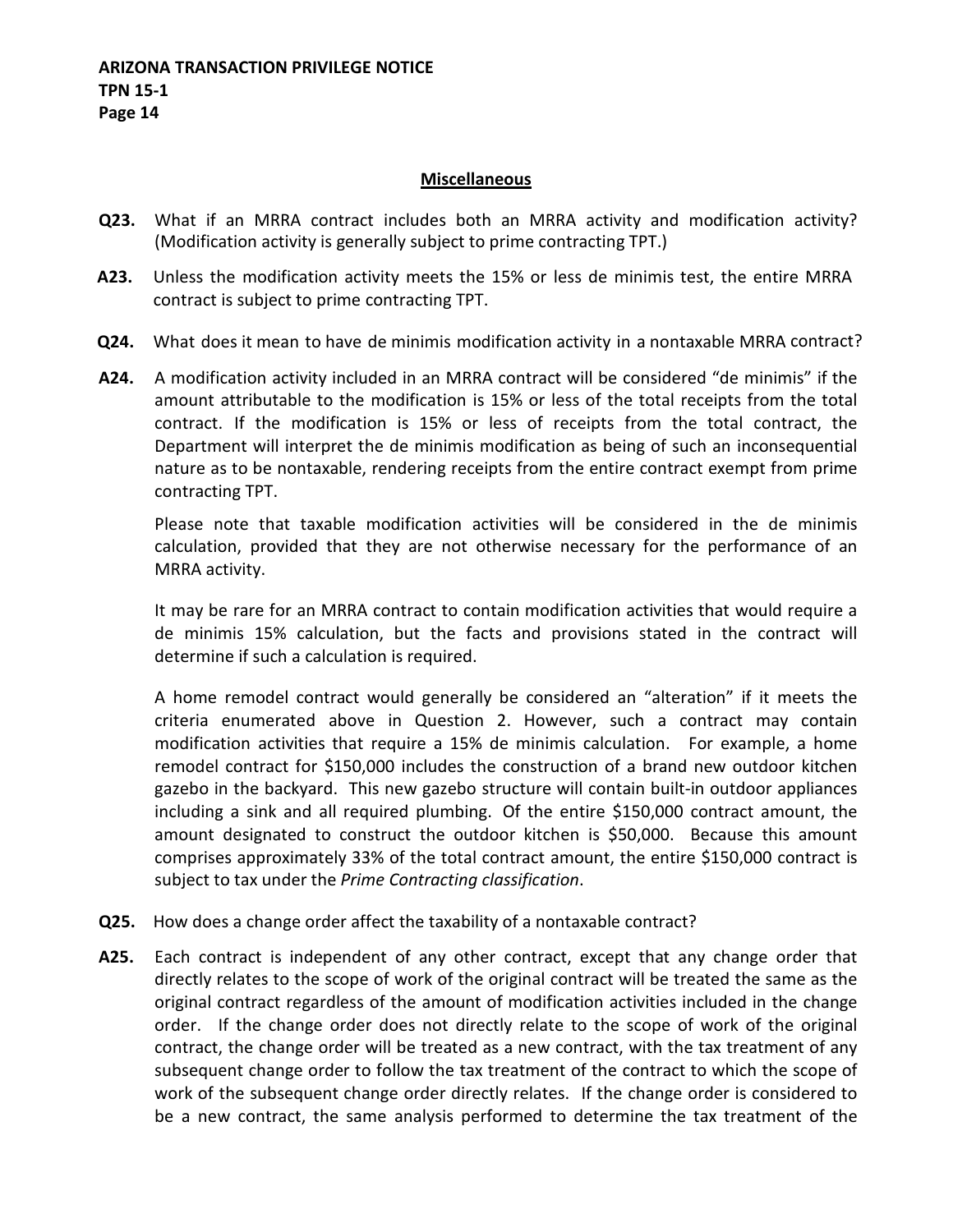## Miscellaneous

**Q23.** What if an MRRA contract includes both an MRRA activity and modification activity? (Modification activity is generally subject to prime contracting TPT.)

**A23.** Unless the modification activity meets the 15% or less de minimis test, the entire MRRA contract is subject to prime contracting TPT.

**Q24.** What does it mean to have de minimis modification activity in a nontaxable MRRA contract?

**A24.** A modification activity included in an MRRA contract will be considered "de minimis" if the amount attributable to the modification is 15% or less of the total receipts from the total contract. If the modification is 15% or less of receipts from the total contract, the Department will interpret the de minimis modification as being of such an inconsequential nature as to be nontaxable, rendering receipts from the entire contract exempt from prime contracting TPT.

Please note that taxable modification activities will be considered in the de minimis calculation, provided that they are not otherwise necessary for the performance of an MRRA activity.

It may be rare for an MRRA contract to contain modification activities that would require a de minimis 15% calculation, but the facts and provisions stated in the contract will determine if such a calculation is required.

A home remodel contract would generally be considered an "alteration" if it meets the criteria enumerated above in Question 2. However, such a contract may contain modification activities that require a 15% de minimis calculation. For example, a home remodel contract for $150,000 includes the construction of a brand new outdoor kitchen gazebo in the backyard. This new gazebo structure will contain built-in outdoor appliances including a sink and all required plumbing. Of the entire $150,000 contract amount, the amount designated to construct the outdoor kitchen is $50,000. Because this amount comprises approximately 33% of the total contract amount, the entire $150,000 contract is subject to tax under the *Prime Contracting classification*.

**Q25.** How does a change order affect the taxability of a nontaxable contract?

**A25.** Each contract is independent of any other contract, except that any change order that directly relates to the scope of work of the original contract will be treated the same as the original contract regardless of the amount of modification activities included in the change order. If the change order does not directly relate to the scope of work of the original contract, the change order will be treated as a new contract, with the tax treatment of any subsequent change order to follow the tax treatment of the contract to which the scope of work of the subsequent change order directly relates. If the change order is considered to be a new contract, the same analysis performed to determine the tax treatment of the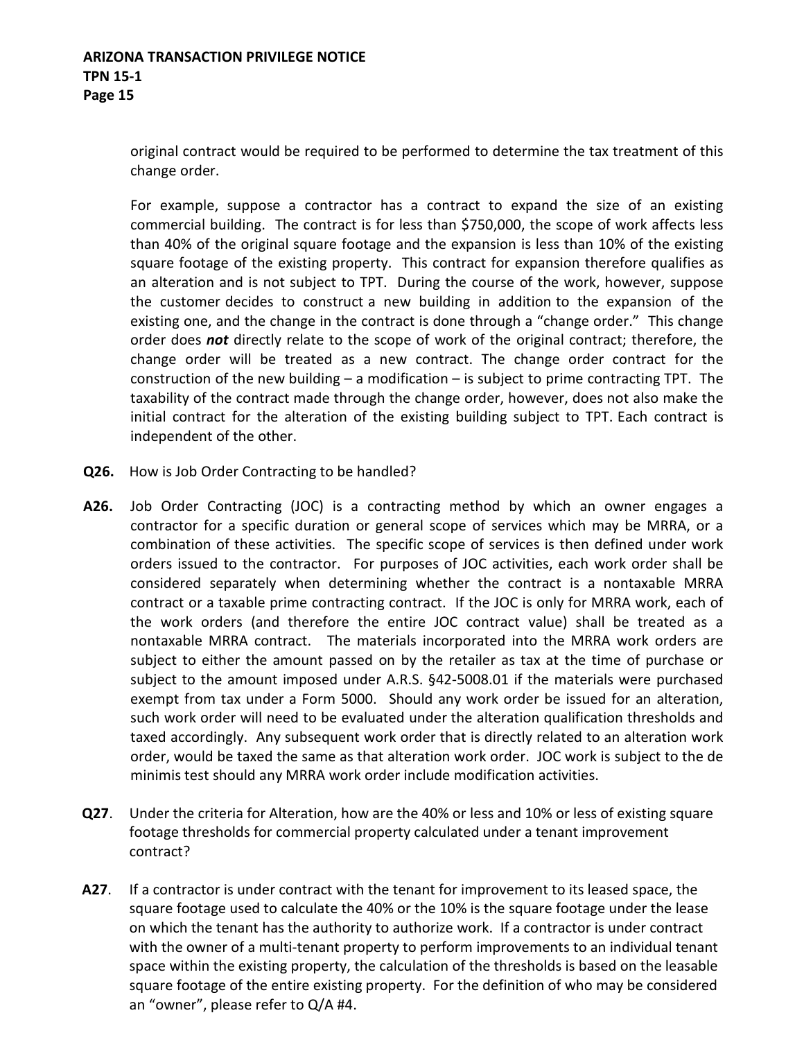original contract would be required to be performed to determine the tax treatment of this change order.

For example, suppose a contractor has a contract to expand the size of an existing commercial building. The contract is for less than $750,000, the scope of work affects less than 40% of the original square footage and the expansion is less than 10% of the existing square footage of the existing property. This contract for expansion therefore qualifies as an alteration and is not subject to TPT. During the course of the work, however, suppose the customer decides to construct a new building in addition to the expansion of the existing one, and the change in the contract is done through a "change order." This change order does ***not*** directly relate to the scope of work of the original contract; therefore, the change order will be treated as a new contract. The change order contract for the construction of the new building – a modification – is subject to prime contracting TPT. The taxability of the contract made through the change order, however, does not also make the initial contract for the alteration of the existing building subject to TPT. Each contract is independent of the other.

**Q26.** How is Job Order Contracting to be handled?

**A26.** Job Order Contracting (JOC) is a contracting method by which an owner engages a contractor for a specific duration or general scope of services which may be MRRA, or a combination of these activities. The specific scope of services is then defined under work orders issued to the contractor. For purposes of JOC activities, each work order shall be considered separately when determining whether the contract is a nontaxable MRRA contract or a taxable prime contracting contract. If the JOC is only for MRRA work, each of the work orders (and therefore the entire JOC contract value) shall be treated as a nontaxable MRRA contract. The materials incorporated into the MRRA work orders are subject to either the amount passed on by the retailer as tax at the time of purchase or subject to the amount imposed under A.R.S. §42-5008.01 if the materials were purchased exempt from tax under a Form 5000. Should any work order be issued for an alteration, such work order will need to be evaluated under the alteration qualification thresholds and taxed accordingly. Any subsequent work order that is directly related to an alteration work order, would be taxed the same as that alteration work order. JOC work is subject to the de minimis test should any MRRA work order include modification activities.

**Q27**. Under the criteria for Alteration, how are the 40% or less and 10% or less of existing square footage thresholds for commercial property calculated under a tenant improvement contract?

**A27**. If a contractor is under contract with the tenant for improvement to its leased space, the square footage used to calculate the 40% or the 10% is the square footage under the lease on which the tenant has the authority to authorize work. If a contractor is under contract with the owner of a multi-tenant property to perform improvements to an individual tenant space within the existing property, the calculation of the thresholds is based on the leasable square footage of the entire existing property. For the definition of who may be considered an "owner", please refer to Q/A #4.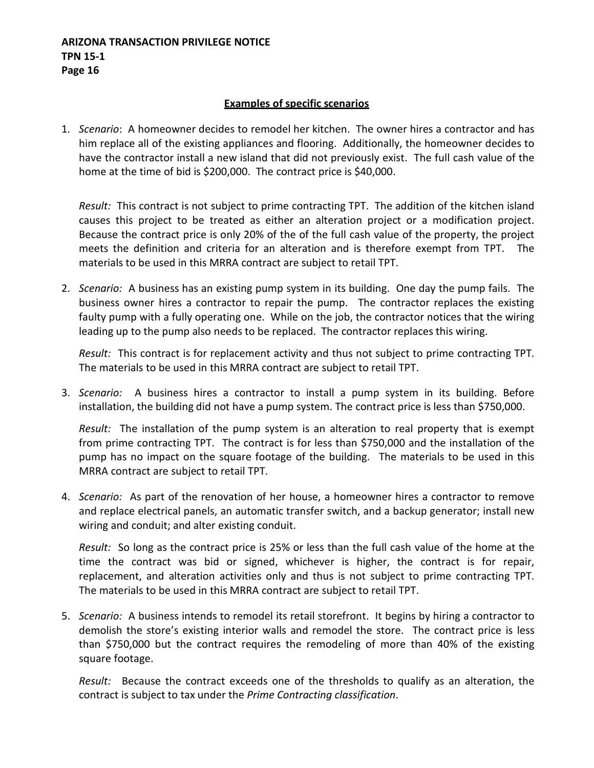## Examples of specific scenarios

1. *Scenario*: A homeowner decides to remodel her kitchen. The owner hires a contractor and has him replace all of the existing appliances and flooring. Additionally, the homeowner decides to have the contractor install a new island that did not previously exist. The full cash value of the home at the time of bid is $200,000. The contract price is $40,000.

   *Result:* This contract is not subject to prime contracting TPT. The addition of the kitchen island causes this project to be treated as either an alteration project or a modification project. Because the contract price is only 20% of the of the full cash value of the property, the project meets the definition and criteria for an alteration and is therefore exempt from TPT. The materials to be used in this MRRA contract are subject to retail TPT.

2. *Scenario:* A business has an existing pump system in its building. One day the pump fails. The business owner hires a contractor to repair the pump. The contractor replaces the existing faulty pump with a fully operating one. While on the job, the contractor notices that the wiring leading up to the pump also needs to be replaced. The contractor replaces this wiring.

   *Result:* This contract is for replacement activity and thus not subject to prime contracting TPT. The materials to be used in this MRRA contract are subject to retail TPT.

3. *Scenario:* A business hires a contractor to install a pump system in its building. Before installation, the building did not have a pump system. The contract price is less than $750,000.

   *Result:* The installation of the pump system is an alteration to real property that is exempt from prime contracting TPT. The contract is for less than $750,000 and the installation of the pump has no impact on the square footage of the building. The materials to be used in this MRRA contract are subject to retail TPT.

4. *Scenario:* As part of the renovation of her house, a homeowner hires a contractor to remove and replace electrical panels, an automatic transfer switch, and a backup generator; install new wiring and conduit; and alter existing conduit.

   *Result:* So long as the contract price is 25% or less than the full cash value of the home at the time the contract was bid or signed, whichever is higher, the contract is for repair, replacement, and alteration activities only and thus is not subject to prime contracting TPT. The materials to be used in this MRRA contract are subject to retail TPT.

5. *Scenario:* A business intends to remodel its retail storefront. It begins by hiring a contractor to demolish the store's existing interior walls and remodel the store. The contract price is less than $750,000 but the contract requires the remodeling of more than 40% of the existing square footage.

   *Result:* Because the contract exceeds one of the thresholds to qualify as an alteration, the contract is subject to tax under the *Prime Contracting classification*.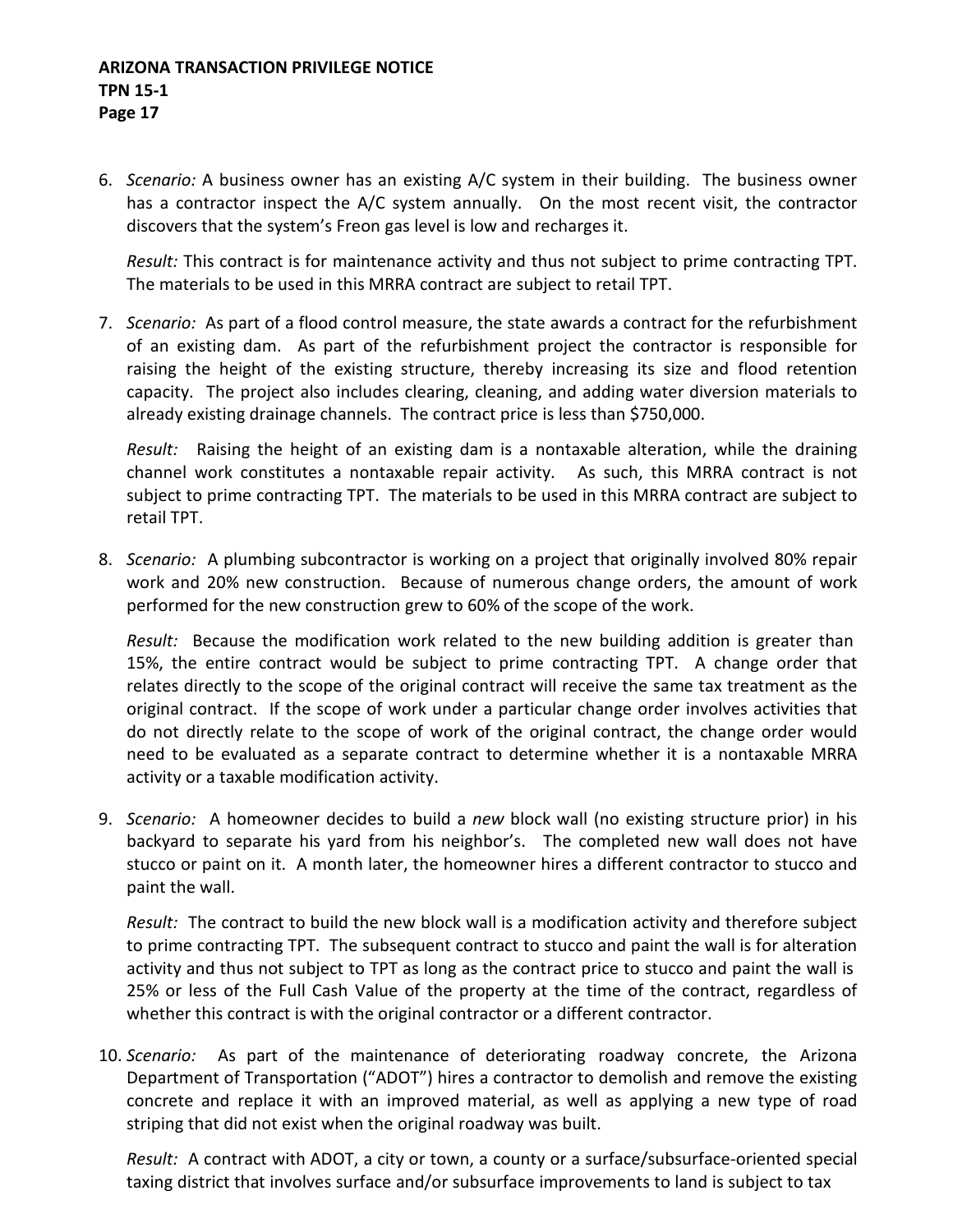6. *Scenario:* A business owner has an existing A/C system in their building. The business owner has a contractor inspect the A/C system annually. On the most recent visit, the contractor discovers that the system's Freon gas level is low and recharges it.

   *Result:* This contract is for maintenance activity and thus not subject to prime contracting TPT. The materials to be used in this MRRA contract are subject to retail TPT.

7. *Scenario:* As part of a flood control measure, the state awards a contract for the refurbishment of an existing dam. As part of the refurbishment project the contractor is responsible for raising the height of the existing structure, thereby increasing its size and flood retention capacity. The project also includes clearing, cleaning, and adding water diversion materials to already existing drainage channels. The contract price is less than $750,000.

   *Result:* Raising the height of an existing dam is a nontaxable alteration, while the draining channel work constitutes a nontaxable repair activity. As such, this MRRA contract is not subject to prime contracting TPT. The materials to be used in this MRRA contract are subject to retail TPT.

8. *Scenario:* A plumbing subcontractor is working on a project that originally involved 80% repair work and 20% new construction. Because of numerous change orders, the amount of work performed for the new construction grew to 60% of the scope of the work.

   *Result:* Because the modification work related to the new building addition is greater than 15%, the entire contract would be subject to prime contracting TPT. A change order that relates directly to the scope of the original contract will receive the same tax treatment as the original contract. If the scope of work under a particular change order involves activities that do not directly relate to the scope of work of the original contract, the change order would need to be evaluated as a separate contract to determine whether it is a nontaxable MRRA activity or a taxable modification activity.

9. *Scenario:* A homeowner decides to build a *new* block wall (no existing structure prior) in his backyard to separate his yard from his neighbor's. The completed new wall does not have stucco or paint on it. A month later, the homeowner hires a different contractor to stucco and paint the wall.

   *Result:* The contract to build the new block wall is a modification activity and therefore subject to prime contracting TPT. The subsequent contract to stucco and paint the wall is for alteration activity and thus not subject to TPT as long as the contract price to stucco and paint the wall is 25% or less of the Full Cash Value of the property at the time of the contract, regardless of whether this contract is with the original contractor or a different contractor.

10. *Scenario:* As part of the maintenance of deteriorating roadway concrete, the Arizona Department of Transportation ("ADOT") hires a contractor to demolish and remove the existing concrete and replace it with an improved material, as well as applying a new type of road striping that did not exist when the original roadway was built.

    *Result:* A contract with ADOT, a city or town, a county or a surface/subsurface-oriented special taxing district that involves surface and/or subsurface improvements to land is subject to tax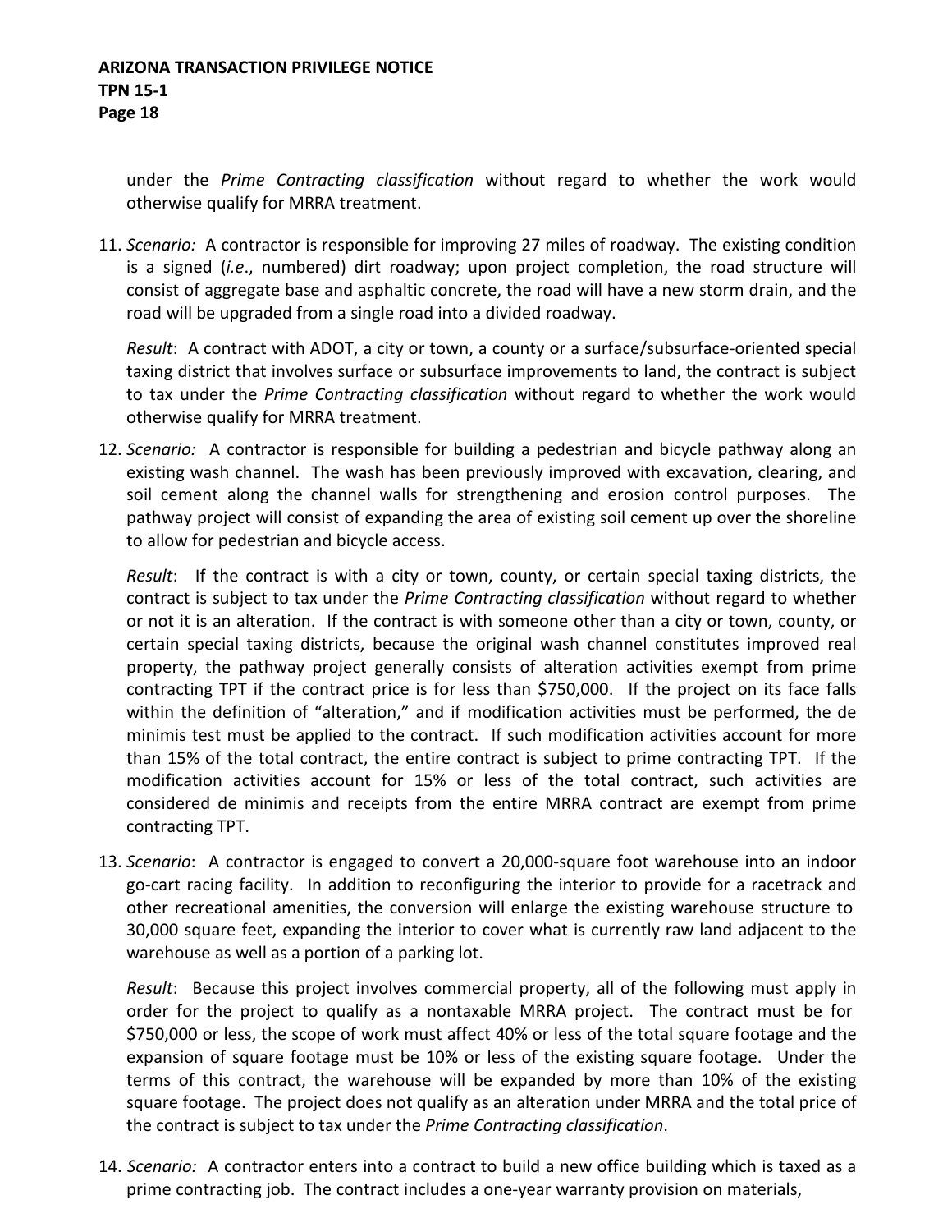under the *Prime Contracting classification* without regard to whether the work would otherwise qualify for MRRA treatment.

11. *Scenario:* A contractor is responsible for improving 27 miles of roadway. The existing condition is a signed (*i.e*., numbered) dirt roadway; upon project completion, the road structure will consist of aggregate base and asphaltic concrete, the road will have a new storm drain, and the road will be upgraded from a single road into a divided roadway.

    *Result*: A contract with ADOT, a city or town, a county or a surface/subsurface-oriented special taxing district that involves surface or subsurface improvements to land, the contract is subject to tax under the *Prime Contracting classification* without regard to whether the work would otherwise qualify for MRRA treatment.

12. *Scenario:* A contractor is responsible for building a pedestrian and bicycle pathway along an existing wash channel. The wash has been previously improved with excavation, clearing, and soil cement along the channel walls for strengthening and erosion control purposes. The pathway project will consist of expanding the area of existing soil cement up over the shoreline to allow for pedestrian and bicycle access.

    *Result*: If the contract is with a city or town, county, or certain special taxing districts, the contract is subject to tax under the *Prime Contracting classification* without regard to whether or not it is an alteration. If the contract is with someone other than a city or town, county, or certain special taxing districts, because the original wash channel constitutes improved real property, the pathway project generally consists of alteration activities exempt from prime contracting TPT if the contract price is for less than $750,000. If the project on its face falls within the definition of "alteration," and if modification activities must be performed, the de minimis test must be applied to the contract. If such modification activities account for more than 15% of the total contract, the entire contract is subject to prime contracting TPT. If the modification activities account for 15% or less of the total contract, such activities are considered de minimis and receipts from the entire MRRA contract are exempt from prime contracting TPT.

13. *Scenario*: A contractor is engaged to convert a 20,000-square foot warehouse into an indoor go-cart racing facility. In addition to reconfiguring the interior to provide for a racetrack and other recreational amenities, the conversion will enlarge the existing warehouse structure to 30,000 square feet, expanding the interior to cover what is currently raw land adjacent to the warehouse as well as a portion of a parking lot.

    *Result*: Because this project involves commercial property, all of the following must apply in order for the project to qualify as a nontaxable MRRA project. The contract must be for $750,000 or less, the scope of work must affect 40% or less of the total square footage and the expansion of square footage must be 10% or less of the existing square footage. Under the terms of this contract, the warehouse will be expanded by more than 10% of the existing square footage. The project does not qualify as an alteration under MRRA and the total price of the contract is subject to tax under the *Prime Contracting classification*.

14. *Scenario:* A contractor enters into a contract to build a new office building which is taxed as a prime contracting job. The contract includes a one-year warranty provision on materials,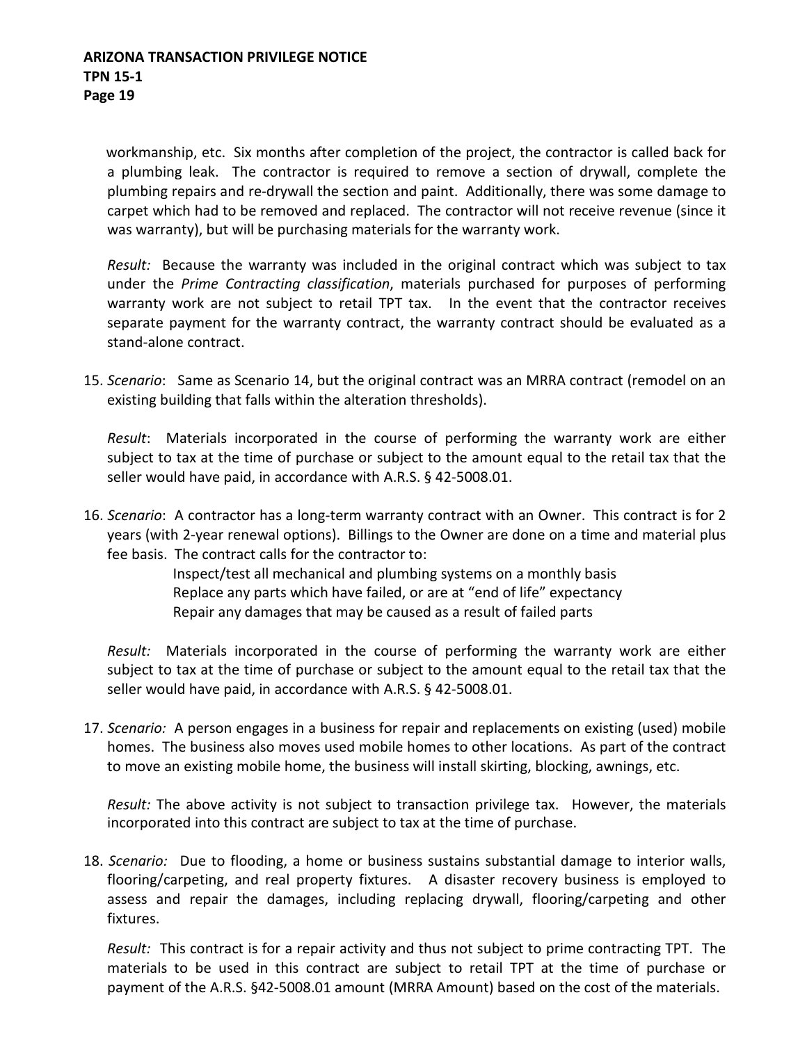workmanship, etc. Six months after completion of the project, the contractor is called back for a plumbing leak. The contractor is required to remove a section of drywall, complete the plumbing repairs and re-drywall the section and paint. Additionally, there was some damage to carpet which had to be removed and replaced. The contractor will not receive revenue (since it was warranty), but will be purchasing materials for the warranty work.

*Result:* Because the warranty was included in the original contract which was subject to tax under the *Prime Contracting classification*, materials purchased for purposes of performing warranty work are not subject to retail TPT tax. In the event that the contractor receives separate payment for the warranty contract, the warranty contract should be evaluated as a stand-alone contract.

15. *Scenario*: Same as Scenario 14, but the original contract was an MRRA contract (remodel on an existing building that falls within the alteration thresholds).

    *Result*: Materials incorporated in the course of performing the warranty work are either subject to tax at the time of purchase or subject to the amount equal to the retail tax that the seller would have paid, in accordance with A.R.S. § 42-5008.01.

16. *Scenario*: A contractor has a long-term warranty contract with an Owner. This contract is for 2 years (with 2-year renewal options). Billings to the Owner are done on a time and material plus fee basis. The contract calls for the contractor to:

    Inspect/test all mechanical and plumbing systems on a monthly basis
    Replace any parts which have failed, or are at "end of life" expectancy
    Repair any damages that may be caused as a result of failed parts

    *Result:* Materials incorporated in the course of performing the warranty work are either subject to tax at the time of purchase or subject to the amount equal to the retail tax that the seller would have paid, in accordance with A.R.S. § 42-5008.01.

17. *Scenario:* A person engages in a business for repair and replacements on existing (used) mobile homes. The business also moves used mobile homes to other locations. As part of the contract to move an existing mobile home, the business will install skirting, blocking, awnings, etc.

    *Result:* The above activity is not subject to transaction privilege tax. However, the materials incorporated into this contract are subject to tax at the time of purchase.

18. *Scenario:* Due to flooding, a home or business sustains substantial damage to interior walls, flooring/carpeting, and real property fixtures. A disaster recovery business is employed to assess and repair the damages, including replacing drywall, flooring/carpeting and other fixtures.

    *Result:* This contract is for a repair activity and thus not subject to prime contracting TPT. The materials to be used in this contract are subject to retail TPT at the time of purchase or payment of the A.R.S. §42-5008.01 amount (MRRA Amount) based on the cost of the materials.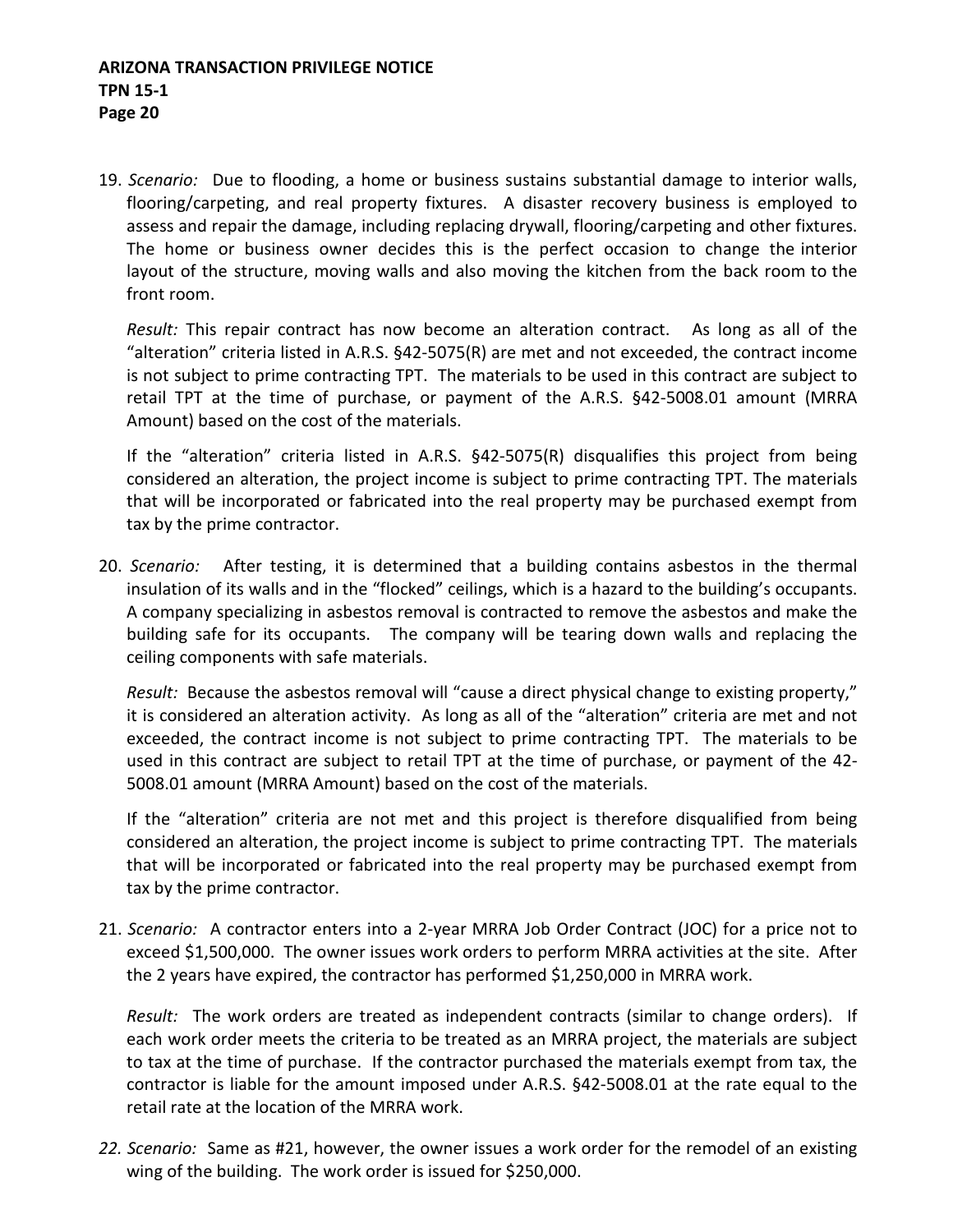19. *Scenario:* Due to flooding, a home or business sustains substantial damage to interior walls, flooring/carpeting, and real property fixtures. A disaster recovery business is employed to assess and repair the damage, including replacing drywall, flooring/carpeting and other fixtures. The home or business owner decides this is the perfect occasion to change the interior layout of the structure, moving walls and also moving the kitchen from the back room to the front room.

    *Result:* This repair contract has now become an alteration contract. As long as all of the "alteration" criteria listed in A.R.S. §42-5075(R) are met and not exceeded, the contract income is not subject to prime contracting TPT. The materials to be used in this contract are subject to retail TPT at the time of purchase, or payment of the A.R.S. §42-5008.01 amount (MRRA Amount) based on the cost of the materials.

    If the "alteration" criteria listed in A.R.S. §42-5075(R) disqualifies this project from being considered an alteration, the project income is subject to prime contracting TPT. The materials that will be incorporated or fabricated into the real property may be purchased exempt from tax by the prime contractor.

20. *Scenario:* After testing, it is determined that a building contains asbestos in the thermal insulation of its walls and in the "flocked" ceilings, which is a hazard to the building's occupants. A company specializing in asbestos removal is contracted to remove the asbestos and make the building safe for its occupants. The company will be tearing down walls and replacing the ceiling components with safe materials.

    *Result:* Because the asbestos removal will "cause a direct physical change to existing property," it is considered an alteration activity. As long as all of the "alteration" criteria are met and not exceeded, the contract income is not subject to prime contracting TPT. The materials to be used in this contract are subject to retail TPT at the time of purchase, or payment of the 42-5008.01 amount (MRRA Amount) based on the cost of the materials.

    If the "alteration" criteria are not met and this project is therefore disqualified from being considered an alteration, the project income is subject to prime contracting TPT. The materials that will be incorporated or fabricated into the real property may be purchased exempt from tax by the prime contractor.

21. *Scenario:* A contractor enters into a 2-year MRRA Job Order Contract (JOC) for a price not to exceed $1,500,000. The owner issues work orders to perform MRRA activities at the site. After the 2 years have expired, the contractor has performed $1,250,000 in MRRA work.

    *Result:* The work orders are treated as independent contracts (similar to change orders). If each work order meets the criteria to be treated as an MRRA project, the materials are subject to tax at the time of purchase. If the contractor purchased the materials exempt from tax, the contractor is liable for the amount imposed under A.R.S. §42-5008.01 at the rate equal to the retail rate at the location of the MRRA work.

22. *Scenario:* Same as #21, however, the owner issues a work order for the remodel of an existing wing of the building. The work order is issued for $250,000.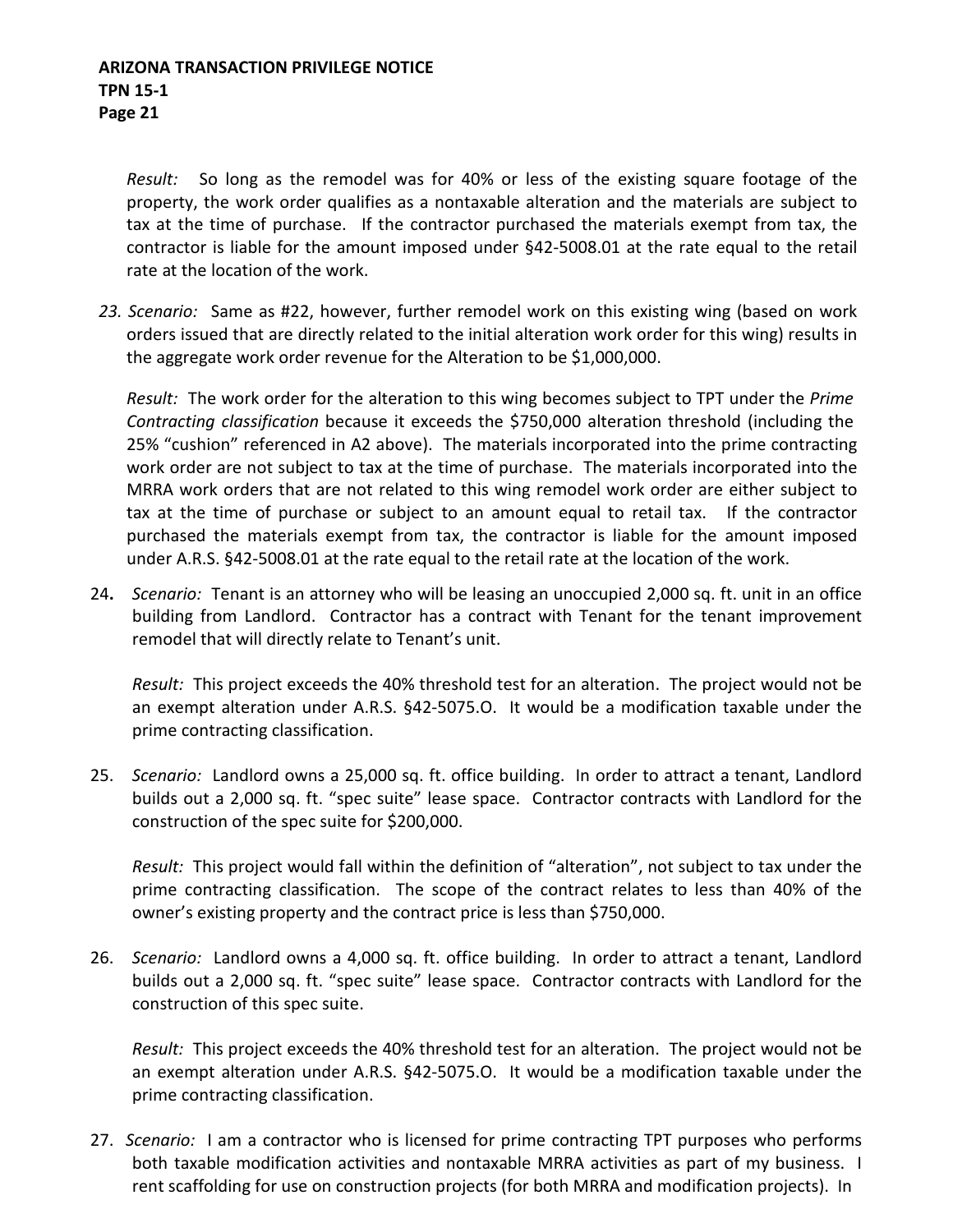*Result:* So long as the remodel was for 40% or less of the existing square footage of the property, the work order qualifies as a nontaxable alteration and the materials are subject to tax at the time of purchase. If the contractor purchased the materials exempt from tax, the contractor is liable for the amount imposed under §42-5008.01 at the rate equal to the retail rate at the location of the work.

23. *Scenario:* Same as #22, however, further remodel work on this existing wing (based on work orders issued that are directly related to the initial alteration work order for this wing) results in the aggregate work order revenue for the Alteration to be $1,000,000.

    *Result:* The work order for the alteration to this wing becomes subject to TPT under the *Prime Contracting classification* because it exceeds the $750,000 alteration threshold (including the 25% "cushion" referenced in A2 above). The materials incorporated into the prime contracting work order are not subject to tax at the time of purchase. The materials incorporated into the MRRA work orders that are not related to this wing remodel work order are either subject to tax at the time of purchase or subject to an amount equal to retail tax. If the contractor purchased the materials exempt from tax, the contractor is liable for the amount imposed under A.R.S. §42-5008.01 at the rate equal to the retail rate at the location of the work.

24. *Scenario:* Tenant is an attorney who will be leasing an unoccupied 2,000 sq. ft. unit in an office building from Landlord. Contractor has a contract with Tenant for the tenant improvement remodel that will directly relate to Tenant's unit.

    *Result:* This project exceeds the 40% threshold test for an alteration. The project would not be an exempt alteration under A.R.S. §42-5075.O. It would be a modification taxable under the prime contracting classification.

25. *Scenario:* Landlord owns a 25,000 sq. ft. office building. In order to attract a tenant, Landlord builds out a 2,000 sq. ft. "spec suite" lease space. Contractor contracts with Landlord for the construction of the spec suite for $200,000.

    *Result:* This project would fall within the definition of "alteration", not subject to tax under the prime contracting classification. The scope of the contract relates to less than 40% of the owner's existing property and the contract price is less than $750,000.

26. *Scenario:* Landlord owns a 4,000 sq. ft. office building. In order to attract a tenant, Landlord builds out a 2,000 sq. ft. "spec suite" lease space. Contractor contracts with Landlord for the construction of this spec suite.

    *Result:* This project exceeds the 40% threshold test for an alteration. The project would not be an exempt alteration under A.R.S. §42-5075.O. It would be a modification taxable under the prime contracting classification.

27. *Scenario:* I am a contractor who is licensed for prime contracting TPT purposes who performs both taxable modification activities and nontaxable MRRA activities as part of my business. I rent scaffolding for use on construction projects (for both MRRA and modification projects). In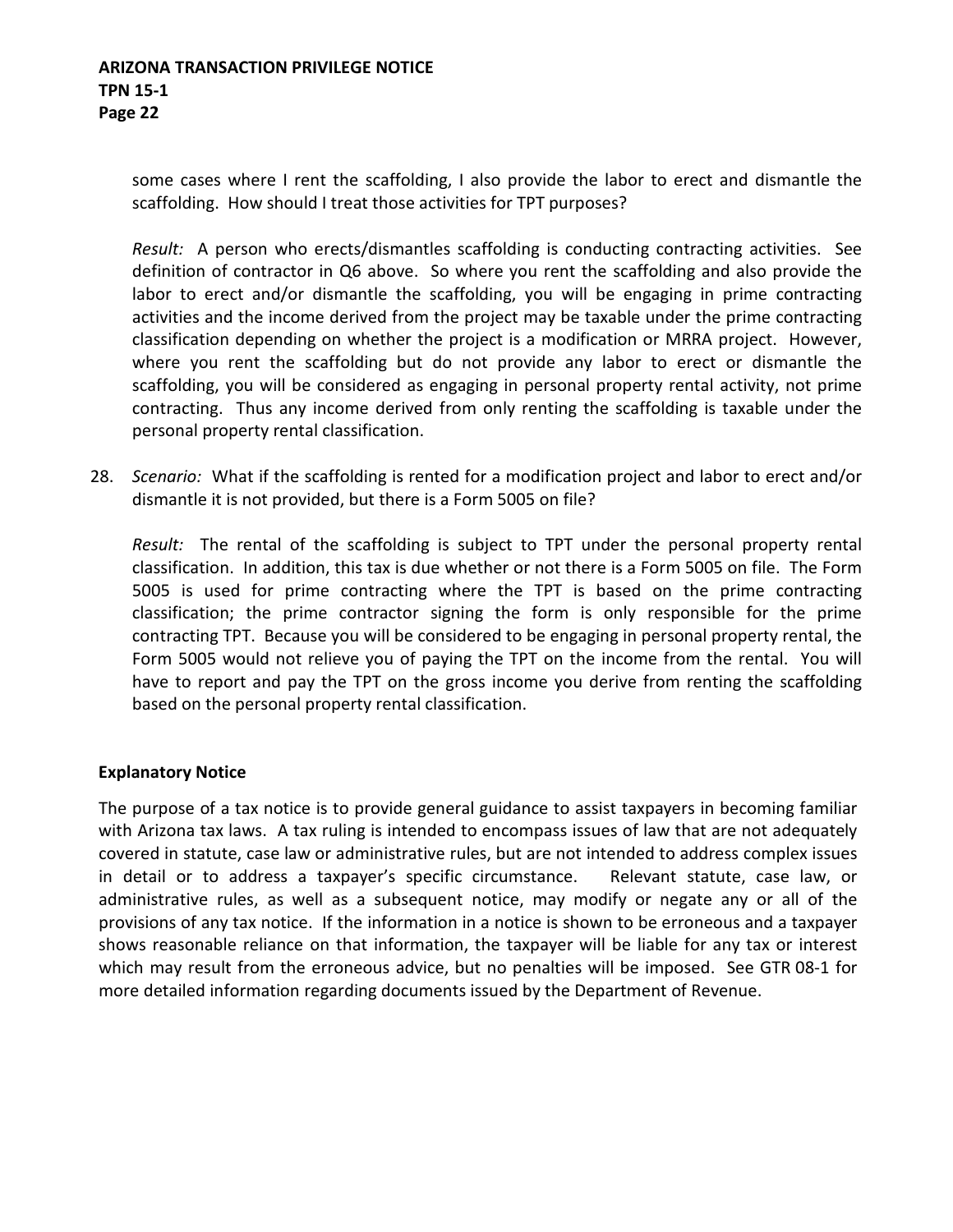some cases where I rent the scaffolding, I also provide the labor to erect and dismantle the scaffolding. How should I treat those activities for TPT purposes?

*Result:* A person who erects/dismantles scaffolding is conducting contracting activities. See definition of contractor in Q6 above. So where you rent the scaffolding and also provide the labor to erect and/or dismantle the scaffolding, you will be engaging in prime contracting activities and the income derived from the project may be taxable under the prime contracting classification depending on whether the project is a modification or MRRA project. However, where you rent the scaffolding but do not provide any labor to erect or dismantle the scaffolding, you will be considered as engaging in personal property rental activity, not prime contracting. Thus any income derived from only renting the scaffolding is taxable under the personal property rental classification.

28. *Scenario:* What if the scaffolding is rented for a modification project and labor to erect and/or dismantle it is not provided, but there is a Form 5005 on file?

    *Result:* The rental of the scaffolding is subject to TPT under the personal property rental classification. In addition, this tax is due whether or not there is a Form 5005 on file. The Form 5005 is used for prime contracting where the TPT is based on the prime contracting classification; the prime contractor signing the form is only responsible for the prime contracting TPT. Because you will be considered to be engaging in personal property rental, the Form 5005 would not relieve you of paying the TPT on the income from the rental. You will have to report and pay the TPT on the gross income you derive from renting the scaffolding based on the personal property rental classification.

**Explanatory Notice**

The purpose of a tax notice is to provide general guidance to assist taxpayers in becoming familiar with Arizona tax laws. A tax ruling is intended to encompass issues of law that are not adequately covered in statute, case law or administrative rules, but are not intended to address complex issues in detail or to address a taxpayer's specific circumstance. Relevant statute, case law, or administrative rules, as well as a subsequent notice, may modify or negate any or all of the provisions of any tax notice. If the information in a notice is shown to be erroneous and a taxpayer shows reasonable reliance on that information, the taxpayer will be liable for any tax or interest which may result from the erroneous advice, but no penalties will be imposed. See GTR 08-1 for more detailed information regarding documents issued by the Department of Revenue.